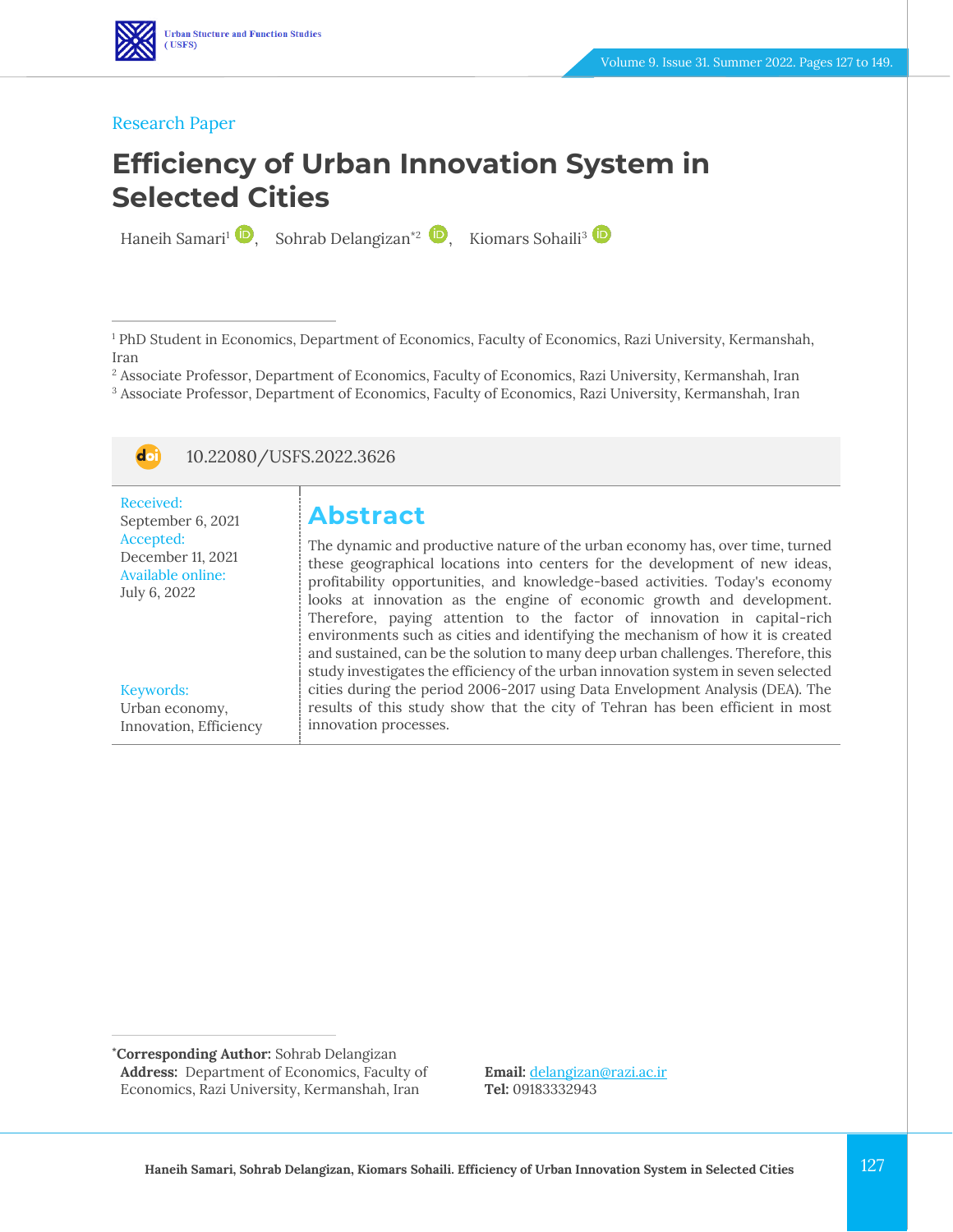Research Paper

# Efficiency of Urban Innovation System in Selected Cities

Haneih Samari[1], Sohrab Delangizan*[2], Kiomars Sohaili[3]

[1] PhD Student in Economics, Department of Economics, Faculty of Economics, Razi University, Kermanshah, Iran
[2] Associate Professor, Department of Economics, Faculty of Economics, Razi University, Kermanshah, Iran
[3] Associate Professor, Department of Economics, Faculty of Economics, Razi University, Kermanshah, Iran

10.22080/USFS.2022.3626

Received: September 6, 2021
Accepted: December 11, 2021
Available online: July 6, 2022

Keywords: Urban economy, Innovation, Efficiency

## Abstract

The dynamic and productive nature of the urban economy has, over time, turned these geographical locations into centers for the development of new ideas, profitability opportunities, and knowledge-based activities. Today's economy looks at innovation as the engine of economic growth and development. Therefore, paying attention to the factor of innovation in capital-rich environments such as cities and identifying the mechanism of how it is created and sustained, can be the solution to many deep urban challenges. Therefore, this study investigates the efficiency of the urban innovation system in seven selected cities during the period 2006-2017 using Data Envelopment Analysis (DEA). The results of this study show that the city of Tehran has been efficient in most innovation processes.

*Corresponding Author: Sohrab Delangizan
Address: Department of Economics, Faculty of Economics, Razi University, Kermanshah, Iran
Email: delangizan@razi.ac.ir
Tel: 09183332943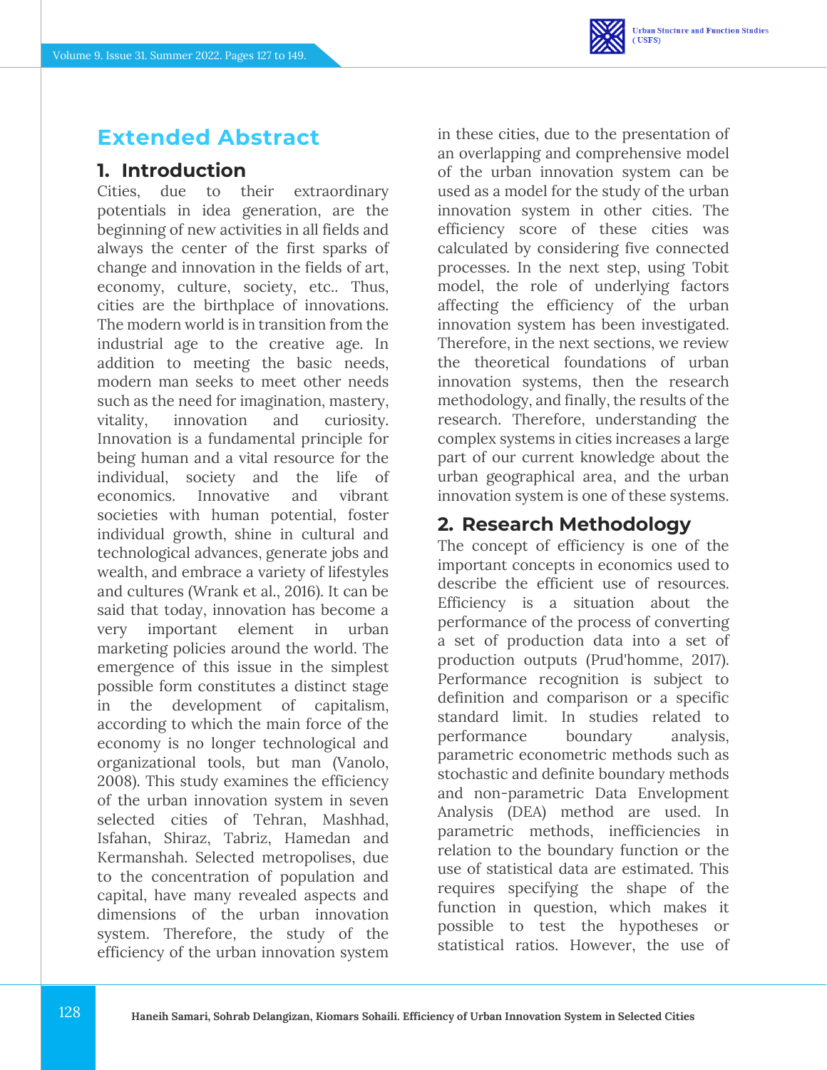## Extended Abstract

### 1. Introduction

Cities, due to their extraordinary potentials in idea generation, are the beginning of new activities in all fields and always the center of the first sparks of change and innovation in the fields of art, economy, culture, society, etc.. Thus, cities are the birthplace of innovations. The modern world is in transition from the industrial age to the creative age. In addition to meeting the basic needs, modern man seeks to meet other needs such as the need for imagination, mastery, vitality, innovation and curiosity. Innovation is a fundamental principle for being human and a vital resource for the individual, society and the life of economics. Innovative and vibrant societies with human potential, foster individual growth, shine in cultural and technological advances, generate jobs and wealth, and embrace a variety of lifestyles and cultures (Wrank et al., 2016). It can be said that today, innovation has become a very important element in urban marketing policies around the world. The emergence of this issue in the simplest possible form constitutes a distinct stage in the development of capitalism, according to which the main force of the economy is no longer technological and organizational tools, but man (Vanolo, 2008). This study examines the efficiency of the urban innovation system in seven selected cities of Tehran, Mashhad, Isfahan, Shiraz, Tabriz, Hamedan and Kermanshah. Selected metropolises, due to the concentration of population and capital, have many revealed aspects and dimensions of the urban innovation system. Therefore, the study of the efficiency of the urban innovation system in these cities, due to the presentation of an overlapping and comprehensive model of the urban innovation system can be used as a model for the study of the urban innovation system in other cities. The efficiency score of these cities was calculated by considering five connected processes. In the next step, using Tobit model, the role of underlying factors affecting the efficiency of the urban innovation system has been investigated. Therefore, in the next sections, we review the theoretical foundations of urban innovation systems, then the research methodology, and finally, the results of the research. Therefore, understanding the complex systems in cities increases a large part of our current knowledge about the urban geographical area, and the urban innovation system is one of these systems.

### 2. Research Methodology

The concept of efficiency is one of the important concepts in economics used to describe the efficient use of resources. Efficiency is a situation about the performance of the process of converting a set of production data into a set of production outputs (Prud'homme, 2017). Performance recognition is subject to definition and comparison or a specific standard limit. In studies related to performance boundary analysis, parametric econometric methods such as stochastic and definite boundary methods and non-parametric Data Envelopment Analysis (DEA) method are used. In parametric methods, inefficiencies in relation to the boundary function or the use of statistical data are estimated. This requires specifying the shape of the function in question, which makes it possible to test the hypotheses or statistical ratios. However, the use of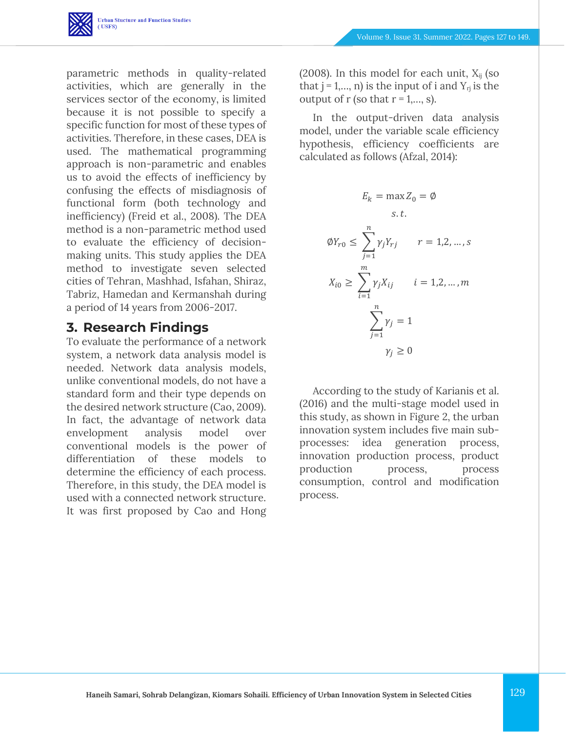parametric methods in quality-related activities, which are generally in the services sector of the economy, is limited because it is not possible to specify a specific function for most of these types of activities. Therefore, in these cases, DEA is used. The mathematical programming approach is non-parametric and enables us to avoid the effects of inefficiency by confusing the effects of misdiagnosis of functional form (both technology and inefficiency) (Freid et al., 2008). The DEA method is a non-parametric method used to evaluate the efficiency of decision-making units. This study applies the DEA method to investigate seven selected cities of Tehran, Mashhad, Isfahan, Shiraz, Tabriz, Hamedan and Kermanshah during a period of 14 years from 2006-2017.

## 3. Research Findings

To evaluate the performance of a network system, a network data analysis model is needed. Network data analysis models, unlike conventional models, do not have a standard form and their type depends on the desired network structure (Cao, 2009). In fact, the advantage of network data envelopment analysis model over conventional models is the power of differentiation of these models to determine the efficiency of each process. Therefore, in this study, the DEA model is used with a connected network structure. It was first proposed by Cao and Hong (2008). In this model for each unit, $X_{ij}$ (so that j = 1,..., n) is the input of i and $Y_{rj}$ is the output of r (so that r = 1,..., s).

In the output-driven data analysis model, under the variable scale efficiency hypothesis, efficiency coefficients are calculated as follows (Afzal, 2014):

$$
\begin{aligned}
E_k &= \max Z_0 = \emptyset \\
&s.t. \\
\emptyset Y_{r0} &\leq \sum_{j=1}^{n} \gamma_j Y_{rj} \qquad r = 1,2,\dots,s \\
X_{i0} &\geq \sum_{i=1}^{m} \gamma_j X_{ij} \qquad i = 1,2,\dots,m \\
&\sum_{j=1}^{n} \gamma_j = 1 \\
&\gamma_j \geq 0
\end{aligned}
$$

According to the study of Karianis et al. (2016) and the multi-stage model used in this study, as shown in Figure 2, the urban innovation system includes five main sub-processes: idea generation process, innovation production process, product production process, process consumption, control and modification process.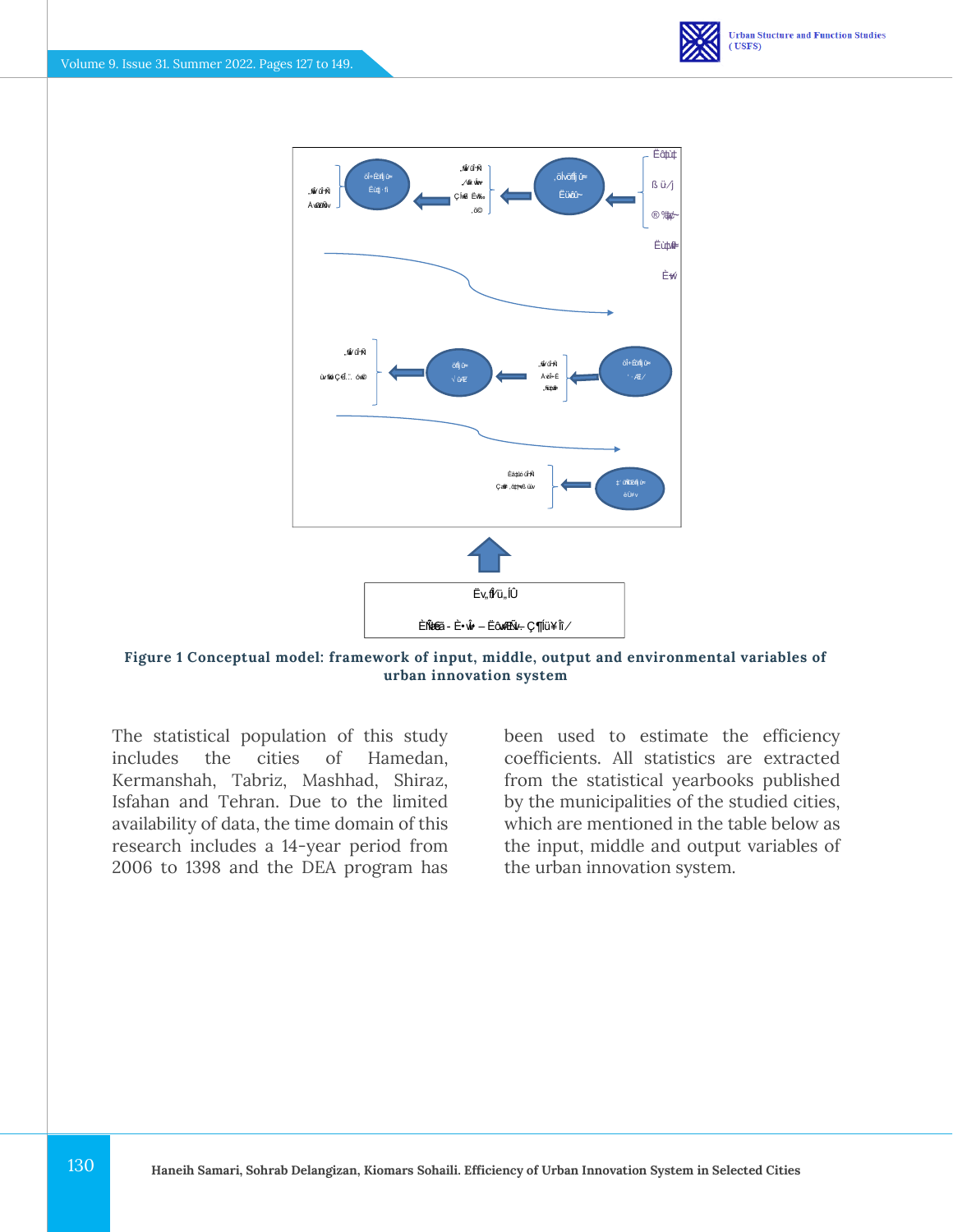**Figure 1 Conceptual model: framework of input, middle, output and environmental variables of urban innovation system**

The statistical population of this study includes the cities of Hamedan, Kermanshah, Tabriz, Mashhad, Shiraz, Isfahan and Tehran. Due to the limited availability of data, the time domain of this research includes a 14-year period from 2006 to 1398 and the DEA program has been used to estimate the efficiency coefficients. All statistics are extracted from the statistical yearbooks published by the municipalities of the studied cities, which are mentioned in the table below as the input, middle and output variables of the urban innovation system.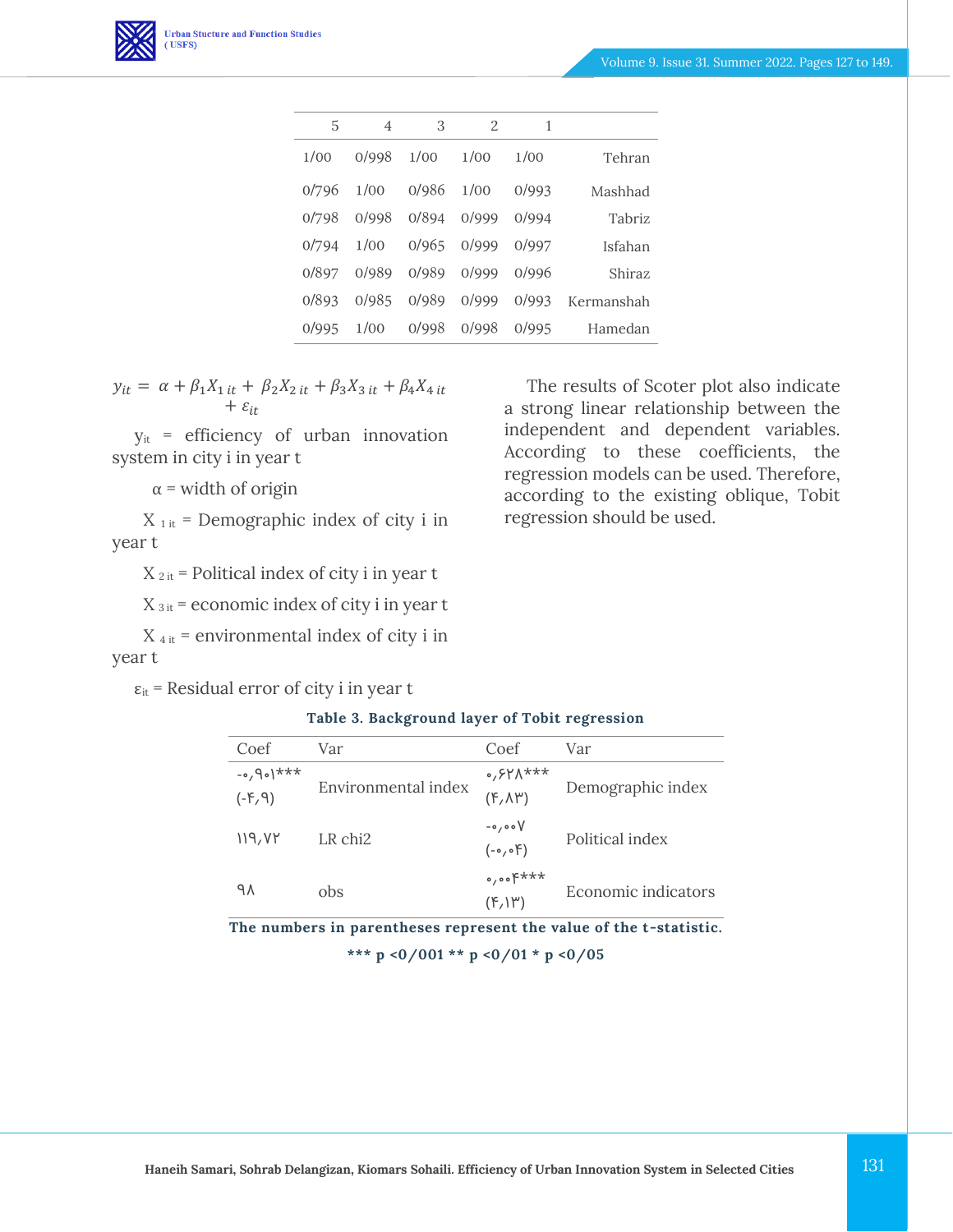| | 1 | 2 | 3 | 4 | 5 |
|---|---|---|---|---|---|
| Tehran | 1/00 | 1/00 | 1/00 | 0/998 | 1/00 |
| Mashhad | 0/993 | 1/00 | 0/986 | 1/00 | 0/796 |
| Tabriz | 0/994 | 0/999 | 0/894 | 0/998 | 0/798 |
| Isfahan | 0/997 | 0/999 | 0/965 | 1/00 | 0/794 |
| Shiraz | 0/996 | 0/999 | 0/989 | 0/989 | 0/897 |
| Kermanshah | 0/993 | 0/999 | 0/989 | 0/985 | 0/893 |
| Hamedan | 0/995 | 0/998 | 0/998 | 1/00 | 0/995 |

$$y_{it} = \alpha + \beta_1 X_{1\,it} + \beta_2 X_{2\,it} + \beta_3 X_{3\,it} + \beta_4 X_{4\,it} + \varepsilon_{it}$$

$y_{it}$ = efficiency of urban innovation system in city i in year t

$\alpha$ = width of origin

$X_{1\,it}$ = Demographic index of city i in year t

$X_{2\,it}$ = Political index of city i in year t

$X_{3\,it}$ = economic index of city i in year t

$X_{4\,it}$ = environmental index of city i in year t

$\varepsilon_{it}$ = Residual error of city i in year t

The results of Scoter plot also indicate a strong linear relationship between the independent and dependent variables. According to these coefficients, the regression models can be used. Therefore, according to the existing oblique, Tobit regression should be used.

**Table 3. Background layer of Tobit regression**

| Coef | Var | Coef | Var |
|---|---|---|---|
| -۰,۹۰۱*** (-۴,۹) | Environmental index | ۰,۶۲۸*** (۴,۸۳) | Demographic index |
| ۱۱۹,۷۲ | LR chi2 | -۰,۰۰۷ (-۰,۰۴) | Political index |
| ۹۸ | obs | ۰,۰۰۴*** (۴,۱۳) | Economic indicators |

**The numbers in parentheses represent the value of the t-statistic.**

**\*\*\* p <0/001 \*\* p <0/01 \* p <0/05**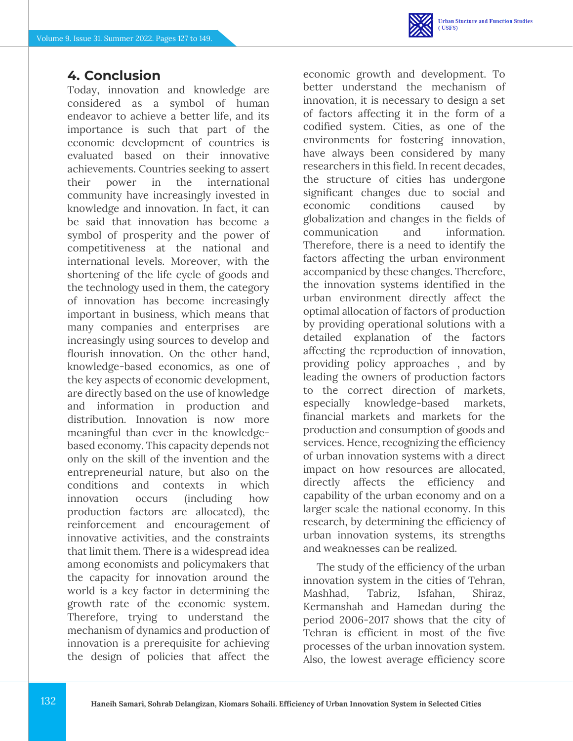## 4. Conclusion

Today, innovation and knowledge are considered as a symbol of human endeavor to achieve a better life, and its importance is such that part of the economic development of countries is evaluated based on their innovative achievements. Countries seeking to assert their power in the international community have increasingly invested in knowledge and innovation. In fact, it can be said that innovation has become a symbol of prosperity and the power of competitiveness at the national and international levels. Moreover, with the shortening of the life cycle of goods and the technology used in them, the category of innovation has become increasingly important in business, which means that many companies and enterprises are increasingly using sources to develop and flourish innovation. On the other hand, knowledge-based economics, as one of the key aspects of economic development, are directly based on the use of knowledge and information in production and distribution. Innovation is now more meaningful than ever in the knowledge-based economy. This capacity depends not only on the skill of the invention and the entrepreneurial nature, but also on the conditions and contexts in which innovation occurs (including how production factors are allocated), the reinforcement and encouragement of innovative activities, and the constraints that limit them. There is a widespread idea among economists and policymakers that the capacity for innovation around the world is a key factor in determining the growth rate of the economic system. Therefore, trying to understand the mechanism of dynamics and production of innovation is a prerequisite for achieving the design of policies that affect the economic growth and development. To better understand the mechanism of innovation, it is necessary to design a set of factors affecting it in the form of a codified system. Cities, as one of the environments for fostering innovation, have always been considered by many researchers in this field. In recent decades, the structure of cities has undergone significant changes due to social and economic conditions caused by globalization and changes in the fields of communication and information. Therefore, there is a need to identify the factors affecting the urban environment accompanied by these changes. Therefore, the innovation systems identified in the urban environment directly affect the optimal allocation of factors of production by providing operational solutions with a detailed explanation of the factors affecting the reproduction of innovation, providing policy approaches , and by leading the owners of production factors to the correct direction of markets, especially knowledge-based markets, financial markets and markets for the production and consumption of goods and services. Hence, recognizing the efficiency of urban innovation systems with a direct impact on how resources are allocated, directly affects the efficiency and capability of the urban economy and on a larger scale the national economy. In this research, by determining the efficiency of urban innovation systems, its strengths and weaknesses can be realized.

The study of the efficiency of the urban innovation system in the cities of Tehran, Mashhad, Tabriz, Isfahan, Shiraz, Kermanshah and Hamedan during the period 2006-2017 shows that the city of Tehran is efficient in most of the five processes of the urban innovation system. Also, the lowest average efficiency score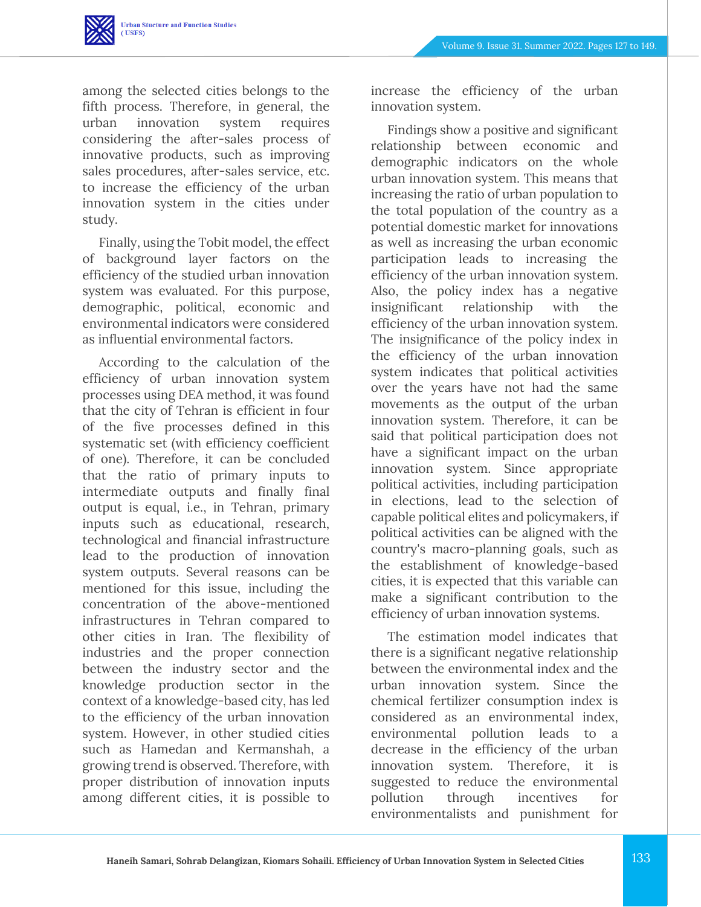among the selected cities belongs to the fifth process. Therefore, in general, the urban innovation system requires considering the after-sales process of innovative products, such as improving sales procedures, after-sales service, etc. to increase the efficiency of the urban innovation system in the cities under study.

Finally, using the Tobit model, the effect of background layer factors on the efficiency of the studied urban innovation system was evaluated. For this purpose, demographic, political, economic and environmental indicators were considered as influential environmental factors.

According to the calculation of the efficiency of urban innovation system processes using DEA method, it was found that the city of Tehran is efficient in four of the five processes defined in this systematic set (with efficiency coefficient of one). Therefore, it can be concluded that the ratio of primary inputs to intermediate outputs and finally final output is equal, i.e., in Tehran, primary inputs such as educational, research, technological and financial infrastructure lead to the production of innovation system outputs. Several reasons can be mentioned for this issue, including the concentration of the above-mentioned infrastructures in Tehran compared to other cities in Iran. The flexibility of industries and the proper connection between the industry sector and the knowledge production sector in the context of a knowledge-based city, has led to the efficiency of the urban innovation system. However, in other studied cities such as Hamedan and Kermanshah, a growing trend is observed. Therefore, with proper distribution of innovation inputs among different cities, it is possible to increase the efficiency of the urban innovation system.

Findings show a positive and significant relationship between economic and demographic indicators on the whole urban innovation system. This means that increasing the ratio of urban population to the total population of the country as a potential domestic market for innovations as well as increasing the urban economic participation leads to increasing the efficiency of the urban innovation system. Also, the policy index has a negative insignificant relationship with the efficiency of the urban innovation system. The insignificance of the policy index in the efficiency of the urban innovation system indicates that political activities over the years have not had the same movements as the output of the urban innovation system. Therefore, it can be said that political participation does not have a significant impact on the urban innovation system. Since appropriate political activities, including participation in elections, lead to the selection of capable political elites and policymakers, if political activities can be aligned with the country's macro-planning goals, such as the establishment of knowledge-based cities, it is expected that this variable can make a significant contribution to the efficiency of urban innovation systems.

The estimation model indicates that there is a significant negative relationship between the environmental index and the urban innovation system. Since the chemical fertilizer consumption index is considered as an environmental index, environmental pollution leads to a decrease in the efficiency of the urban innovation system. Therefore, it is suggested to reduce the environmental pollution through incentives for environmentalists and punishment for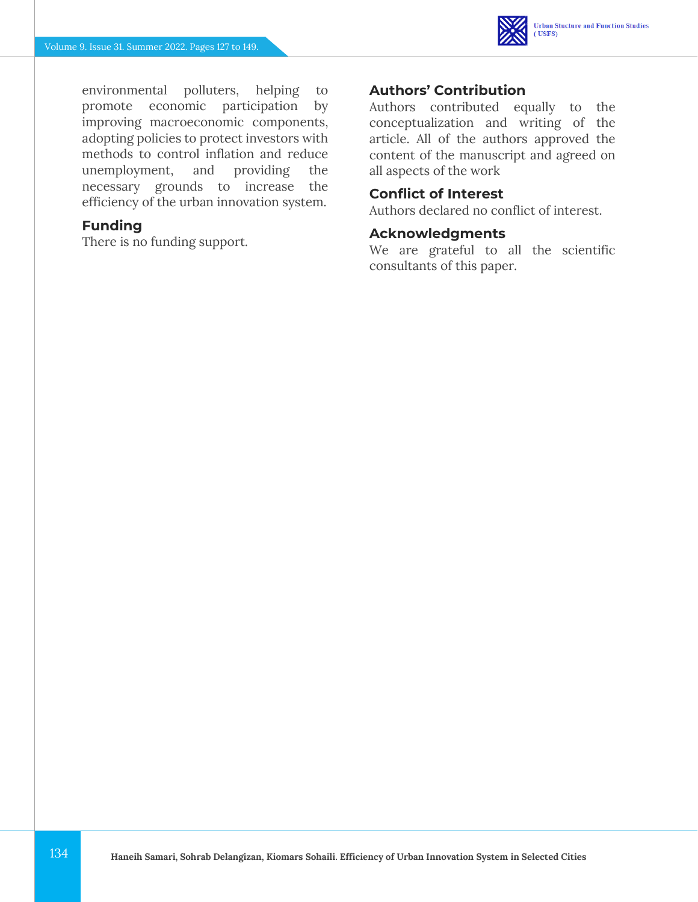environmental polluters, helping to promote economic participation by improving macroeconomic components, adopting policies to protect investors with methods to control inflation and reduce unemployment, and providing the necessary grounds to increase the efficiency of the urban innovation system.

## Funding

There is no funding support.

## Authors' Contribution

Authors contributed equally to the conceptualization and writing of the article. All of the authors approved the content of the manuscript and agreed on all aspects of the work

## Conflict of Interest

Authors declared no conflict of interest.

## Acknowledgments

We are grateful to all the scientific consultants of this paper.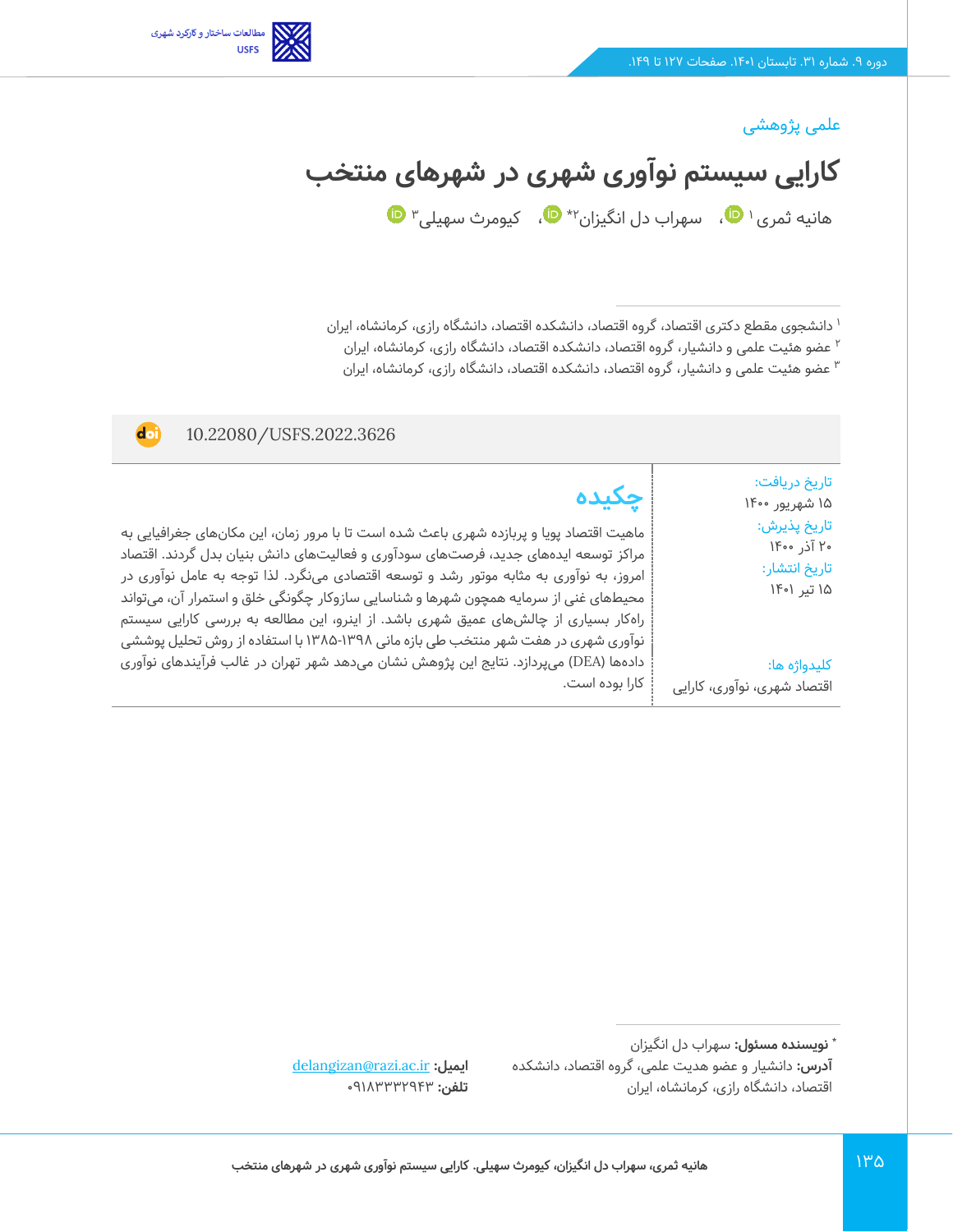علمی پژوهشی

# کارایی سیستم نوآوری شهری در شهرهای منتخب

هانیه ثمری [۱]، سهراب دل انگیزان [۲]*، کیومرث سهیلی [۳]

[۱] دانشجوی مقطع دکتری اقتصاد، گروه اقتصاد، دانشکده اقتصاد، دانشگاه رازی، کرمانشاه، ایران
[۲] عضو هیئت علمی و دانشیار، گروه اقتصاد، دانشکده اقتصاد، دانشگاه رازی، کرمانشاه، ایران
[۳] عضو هیئت علمی و دانشیار، گروه اقتصاد، دانشکده اقتصاد، دانشگاه رازی، کرمانشاه، ایران

10.22080/USFS.2022.3626

تاریخ دریافت:
۱۵ شهریور ۱۴۰۰
تاریخ پذیرش:
۲۰ آذر ۱۴۰۰
تاریخ انتشار:
۱۵ تیر ۱۴۰۱

کلیدواژه ها:
اقتصاد شهری، نوآوری، کارایی

## چکیده

ماهیت اقتصاد پویا و پربازده شهری باعث شده است تا با مرور زمان، این مکان‌های جغرافیایی به مراکز توسعه ایده‌های جدید، فرصت‌های سودآوری و فعالیت‌های دانش بنیان بدل گردند. اقتصاد امروز، به نوآوری به مثابه موتور رشد و توسعه اقتصادی می‌نگرد. لذا توجه به عامل نوآوری در محیطهای غنی از سرمایه همچون شهرها و شناسایی سازوکار چگونگی خلق و استمرار آن، می‌تواند راه‌کار بسیاری از چالش‌های عمیق شهری باشد. از اینرو، این مطالعه به بررسی کارایی سیستم نوآوری شهری در هفت شهر منتخب طی بازه مانی ۱۳۹۸-۱۳۸۵ با استفاده از روش تحلیل پوششی داده‌ها (DEA) می‌پردازد. نتایج این پژوهش نشان می‌دهد شهر تهران در غالب فرآیندهای نوآوری کارا بوده است.

* **نویسنده مسئول:** سهراب دل انگیزان
**آدرس:** دانشیار و عضو هدیت علمی، گروه اقتصاد، دانشکده اقتصاد، دانشگاه رازی، کرمانشاه، ایران
**ایمیل:** delangizan@razi.ac.ir
**تلفن:** ۰۹۱۸۳۳۳۲۹۴۳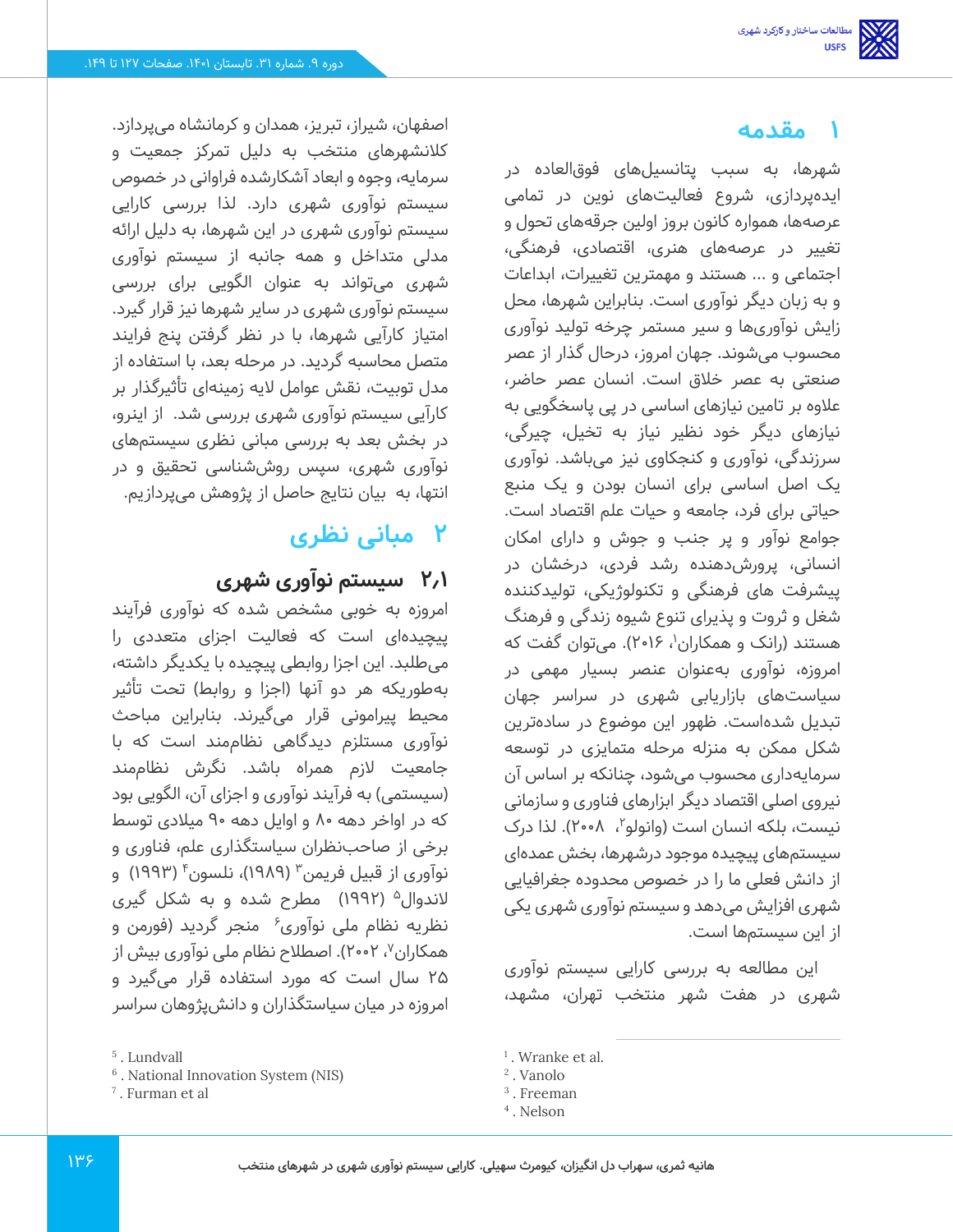# ۱ مقدمه

شهرها، به سبب پتانسیل‌های فوق‌العاده در ایده‌پردازی، شروع فعالیت‌های نوین در تمامی عرصه‌ها، همواره کانون بروز اولین جرقه‌های تحول و تغییر در عرصه‌های هنری، اقتصادی، فرهنگی، اجتماعی و ... هستند و مهمترین تغییرات، ابداعات و به زبان دیگر نوآوری است. بنابراین شهرها، محل زایش نوآوری‌ها و سیر مستمر چرخه تولید نوآوری محسوب می‌شوند. جهان امروز، درحال گذار از عصر صنعتی به عصر خلاق است. انسان عصر حاضر، علاوه بر تامین نیازهای اساسی در پی پاسخگویی به نیازهای دیگر خود نظیر نیاز به تخیل، چیرگی، سرزندگی، نوآوری و کنجکاوی نیز می‌باشد. نوآوری یک اصل اساسی برای انسان بودن و یک منبع حیاتی برای فرد، جامعه و حیات علم اقتصاد است. جوامع نوآور و پر جنب و جوش و دارای امکان انسانی، پرورش‌دهنده رشد فردی، درخشان در پیشرفت های فرهنگی و تکنولوژیکی، تولیدکننده شغل و ثروت و پذیرای تنوع شیوه زندگی و فرهنگ هستند (رانک و همکاران[1]، ۲۰۱۶). می‌توان گفت که امروزه، نوآوری به‌عنوان عنصر بسیار مهمی در سیاست‌های بازاریابی شهری در سراسر جهان تبدیل شده‌است. ظهور این موضوع در ساده‌ترین شکل ممکن به منزله مرحله متمایزی در توسعه سرمایه‌داری محسوب می‌شود، چنانکه بر اساس آن نیروی اصلی اقتصاد دیگر ابزارهای فناوری و سازمانی نیست، بلکه انسان است (وانولو[2]، ۲۰۰۸). لذا درک سیستم‌های پیچیده موجود درشهرها، بخش عمده‌ای از دانش فعلی ما را در خصوص محدوده جغرافیایی شهری افزایش می‌دهد و سیستم نوآوری شهری یکی از این سیستم‌ها است.

این مطالعه به بررسی کارایی سیستم نوآوری شهری در هفت شهر منتخب تهران، مشهد، اصفهان، شیراز، تبریز، همدان و کرمانشاه می‌پردازد. کلانشهرهای منتخب به دلیل تمرکز جمعیت و سرمایه، وجوه و ابعاد آشکارشده فراوانی در خصوص سیستم نوآوری شهری دارد. لذا بررسی کارایی سیستم نوآوری شهری در این شهرها، به دلیل ارائه مدلی متداخل و همه جانبه از سیستم نوآوری شهری می‌تواند به عنوان الگویی برای بررسی سیستم نوآوری شهری در سایر شهرها نیز قرار گیرد. امتیاز کارآیی شهرها، با در نظر گرفتن پنج فرایند متصل محاسبه گردید. در مرحله بعد، با استفاده از مدل توبیت، نقش عوامل لایه زمینه‌ای تأثیرگذار بر کارآیی سیستم نوآوری شهری بررسی شد. از اینرو، در بخش بعد به بررسی مبانی نظری سیستم‌های نوآوری شهری، سپس روش‌شناسی تحقیق و در انتها، به بیان نتایج حاصل از پژوهش می‌پردازیم.

# ۲ مبانی نظری

## ۲،۱ سیستم نوآوری شهری

امروزه به خوبی مشخص شده که نوآوری فرآیند پیچیده‌ای است که فعالیت اجزای متعددی را می‌طلبد. این اجزا روابطی پیچیده با یکدیگر داشته، به‌طوریکه هر دو آنها (اجزا و روابط) تحت تأثیر محیط پیرامونی قرار می‌گیرند. بنابراین مباحث نوآوری مستلزم دیدگاهی نظام‌مند است که با جامعیت لازم همراه باشد. نگرش نظام‌مند (سیستمی) به فرآیند نوآوری و اجزای آن، الگویی بود که در اواخر دهه ۸۰ و اوایل دهه ۹۰ میلادی توسط برخی از صاحب‌نظران سیاستگذاری علم، فناوری و نوآوری از قبیل فریمن[3] (۱۹۸۹)، نلسون[4] (۱۹۹۳) و لاندوال[5] (۱۹۹۲) مطرح شده و به شکل گیری نظریه نظام ملی نوآوری[6] منجر گردید (فورمن و همکاران[7]، ۲۰۰۲). اصطلاح نظام ملی نوآوری بیش از ۲۵ سال است که مورد استفاده قرار می‌گیرد و امروزه در میان سیاستگذاران و دانش‌پژوهان سراسر

---

1. Wranke et al.
2. Vanolo
3. Freeman
4. Nelson
5. Lundvall
6. National Innovation System (NIS)
7. Furman et al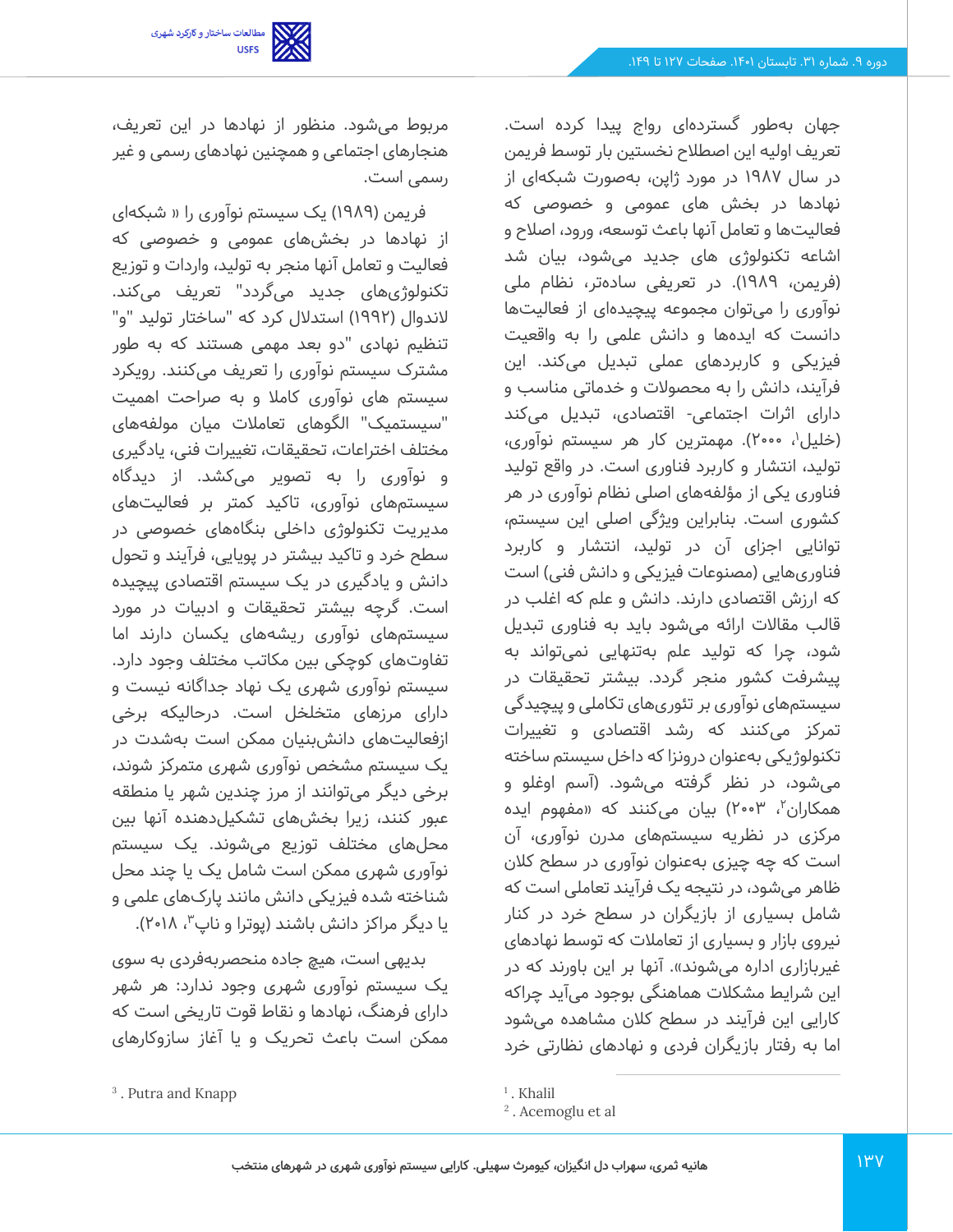جهان به‌طور گسترده‌ای رواج پیدا کرده است. تعریف اولیه این اصطلاح نخستین بار توسط فریمن در سال ۱۹۸۷ در مورد ژاپن، به‌صورت شبکه‌ای از نهادها در بخش های عمومی و خصوصی که فعالیت‌ها و تعامل آنها باعث توسعه، ورود، اصلاح و اشاعه تکنولوژی های جدید می‌شود، بیان شد (فریمن، ۱۹۸۹). در تعریفی ساده‌تر، نظام ملی نوآوری را می‌توان مجموعه پیچیده‌ای از فعالیت‌ها دانست که ایده‌ها و دانش علمی را به واقعیت فیزیکی و کاربردهای عملی تبدیل می‌کند. این فرآیند، دانش را به محصولات و خدماتی مناسب و دارای اثرات اجتماعی- اقتصادی، تبدیل می‌کند (خلیل[1]، ۲۰۰۰). مهمترین کار هر سیستم نوآوری، تولید، انتشار و کاربرد فناوری است. در واقع تولید فناوری یکی از مؤلفه‌های اصلی نظام نوآوری در هر کشوری است. بنابراین ویژگی اصلی این سیستم، توانایی اجزای آن در تولید، انتشار و کاربرد فناوری‌هایی (مصنوعات فیزیکی و دانش فنی) است که ارزش اقتصادی دارند. دانش و علم که اغلب در قالب مقالات ارائه می‌شود باید به فناوری تبدیل شود، چرا که تولید علم به‌تنهایی نمی‌تواند به پیشرفت کشور منجر گردد. بیشتر تحقیقات در سیستم‌های نوآوری بر تئوری‌های تکاملی و پیچیدگی تمرکز می‌کنند که رشد اقتصادی و تغییرات تکنولوژیکی به‌عنوان درونزا که داخل سیستم ساخته می‌شود، در نظر گرفته می‌شود. (آسم اوغلو و همکاران[2]، ۲۰۰۳) بیان می‌کنند که «مفهوم ایده مرکزی در نظریه سیستم‌های مدرن نوآوری، آن است که چه چیزی به‌عنوان نوآوری در سطح کلان ظاهر می‌شود، در نتیجه یک فرآیند تعاملی است که شامل بسیاری از بازیگران در سطح خرد در کنار نیروی بازار و بسیاری از تعاملات که توسط نهادهای غیربازاری اداره می‌شوند». آنها بر این باورند که در این شرایط مشکلات هماهنگی بوجود می‌آید چراکه کارایی این فرآیند در سطح کلان مشاهده می‌شود اما به رفتار بازیگران فردی و نهادهای نظارتی خرد مربوط می‌شود. منظور از نهادها در این تعریف، هنجارهای اجتماعی و همچنین نهادهای رسمی و غیر رسمی است.

فریمن (۱۹۸۹) یک سیستم نوآوری را « شبکه‌ای از نهادها در بخش‌های عمومی و خصوصی که فعالیت و تعامل آنها منجر به تولید، واردات و توزیع تکنولوژی‌های جدید می‌گردد" تعریف می‌کند. لاندوال (۱۹۹۲) استدلال کرد که "ساختار تولید "و" تنظیم نهادی "دو بعد مهمی هستند که به طور مشترک سیستم نوآوری را تعریف می‌کنند. رویکرد سیستم های نوآوری کاملا و به صراحت اهمیت "سیستمیک" الگوهای تعاملات میان مولفه‌های مختلف اختراعات، تحقیقات، تغییرات فنی، یادگیری و نوآوری را به تصویر می‌کشد. از دیدگاه سیستم‌های نوآوری، تاکید کمتر بر فعالیت‌های مدیریت تکنولوژی داخلی بنگاه‌های خصوصی در سطح خرد و تاکید بیشتر در پویایی، فرآیند و تحول دانش و یادگیری در یک سیستم اقتصادی پیچیده است. گرچه بیشتر تحقیقات و ادبیات در مورد سیستم‌های نوآوری ریشه‌های یکسان دارند اما تفاوت‌های کوچکی بین مکاتب مختلف وجود دارد. سیستم نوآوری شهری یک نهاد جداگانه نیست و دارای مرزهای متخلخل است. درحالیکه برخی ازفعالیت‌های دانش‌بنیان ممکن است به‌شدت در یک سیستم مشخص نوآوری شهری متمرکز شوند، برخی دیگر می‌توانند از مرز چندین شهر یا منطقه عبور کنند، زیرا بخش‌های تشکیل‌دهنده آنها بین محل‌های مختلف توزیع می‌شوند. یک سیستم نوآوری شهری ممکن است شامل یک یا چند محل شناخته شده فیزیکی دانش مانند پارک‌های علمی و یا دیگر مراکز دانش باشند (پوترا و ناپ[3]، ۲۰۱۸).

بدیهی است، هیچ جاده منحصربه‌فردی به سوی یک سیستم نوآوری شهری وجود ندارد: هر شهر دارای فرهنگ، نهادها و نقاط قوت تاریخی است که ممکن است باعث تحریک و یا آغاز سازوکارهای

---

[1]. Khalil
[2]. Acemoglu et al
[3]. Putra and Knapp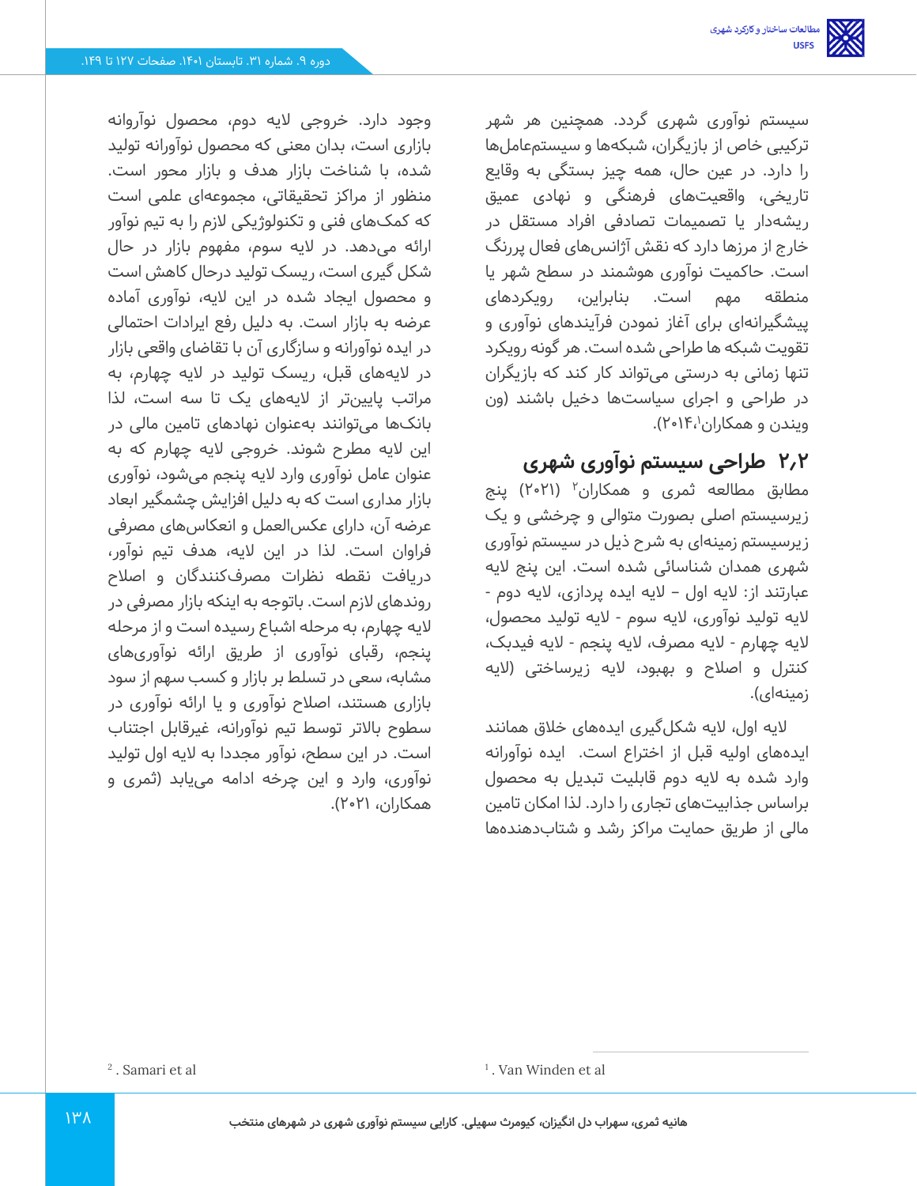سیستم نوآوری شهری گردد. همچنین هر شهر ترکیبی خاص از بازیگران، شبکه‌ها و سیستم‌عامل‌ها را دارد. در عین حال، همه چیز بستگی به وقایع تاریخی، واقعیت‌های فرهنگی و نهادی عمیق ریشه‌دار یا تصمیمات تصادفی افراد مستقل در خارج از مرزها دارد که نقش آژانس‌های فعال پررنگ است. حاکمیت نوآوری هوشمند در سطح شهر یا منطقه مهم است. بنابراین، رویکردهای پیشگیرانه‌ای برای آغاز نمودن فرآیندهای نوآوری و تقویت شبکه ها طراحی شده است. هر گونه رویکرد تنها زمانی به درستی می‌تواند کار کند که بازیگران در طراحی و اجرای سیاست‌ها دخیل باشند (ون ویندن و همکاران[1]،۲۰۱۴).

## ۲،۲ طراحی سیستم نوآوری شهری

مطابق مطالعه ثمری و همکاران[2] (۲۰۲۱) پنج زیرسیستم اصلی بصورت متوالی و چرخشی و یک زیرسیستم زمینه‌ای به شرح ذیل در سیستم نوآوری شهری همدان شناسائی شده است. این پنج لایه عبارتند از: لایه اول – لایه ایده پردازی، لایه دوم - لایه تولید نوآوری، لایه سوم - لایه تولید محصول، لایه چهارم - لایه مصرف، لایه پنجم - لایه فیدبک، کنترل و اصلاح و بهبود، لایه زیرساختی (لایه زمینه‌ای).

لایه اول، لایه شکل‌گیری ایده‌های خلاق همانند ایده‌های اولیه قبل از اختراع است. ایده نوآورانه وارد شده به لایه دوم قابلیت تبدیل به محصول براساس جذابیت‌های تجاری را دارد. لذا امکان تامین مالی از طریق حمایت مراکز رشد و شتاب‌دهنده‌ها وجود دارد. خروجی لایه دوم، محصول نوآروانه بازاری است، بدان معنی که محصول نوآورانه تولید شده، با شناخت بازار هدف و بازار محور است. منظور از مراکز تحقیقاتی، مجموعه‌ای علمی است که کمک‌های فنی و تکنولوژیکی لازم را به تیم نوآور ارائه می‌دهد. در لایه سوم، مفهوم بازار در حال شکل گیری است، ریسک تولید درحال کاهش است و محصول ایجاد شده در این لایه، نوآوری آماده عرضه به بازار است. به دلیل رفع ایرادات احتمالی در ایده نوآورانه و سازگاری آن با تقاضای واقعی بازار در لایه‌های قبل، ریسک تولید در لایه چهارم، به مراتب پایین‌تر از لایه‌های یک تا سه است، لذا بانک‌ها می‌توانند به‌عنوان نهادهای تامین مالی در این لایه مطرح شوند. خروجی لایه چهارم که به عنوان عامل نوآوری وارد لایه پنجم می‌شود، نوآوری بازار مداری است که به دلیل افزایش چشمگیر ابعاد عرضه آن، دارای عکس‌العمل و انعکاس‌های مصرفی فراوان است. لذا در این لایه، هدف تیم نوآور، دریافت نقطه نظرات مصرف‌کنندگان و اصلاح روندهای لازم است. باتوجه به اینکه بازار مصرفی در لایه چهارم، به مرحله اشباع رسیده است و از مرحله پنجم، رقبای نوآوری از طریق ارائه نوآوری‌های مشابه، سعی در تسلط بر بازار و کسب سهم از سود بازاری هستند، اصلاح نوآوری و یا ارائه نوآوری در سطوح بالاتر توسط تیم نوآورانه، غیرقابل اجتناب است. در این سطح، نوآور مجددا به لایه اول تولید نوآوری، وارد و این چرخه ادامه می‌یابد (ثمری و همکاران، ۲۰۲۱).

[1] . Van Winden et al

[2] . Samari et al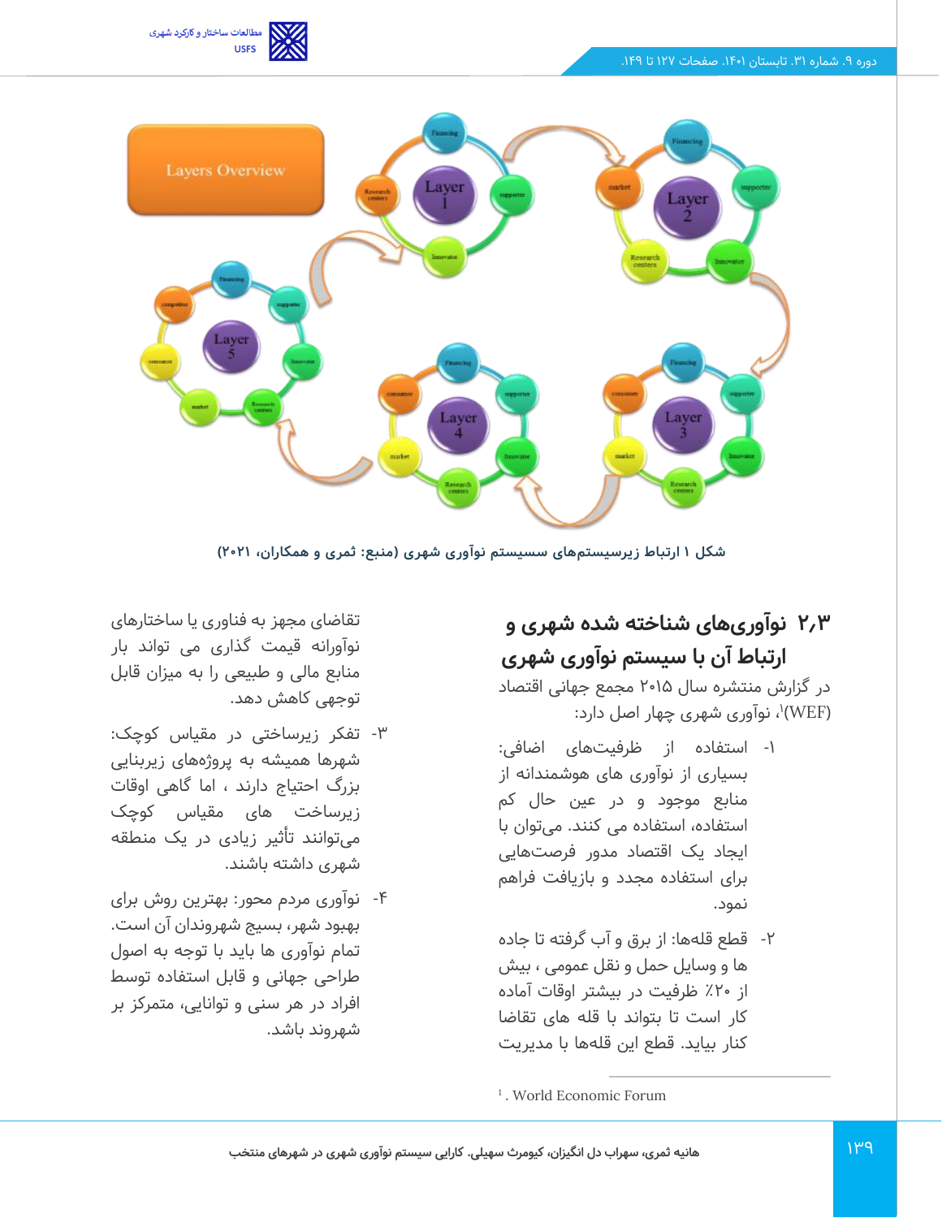شکل ۱ ارتباط زیرسیستم‌های سیستم نوآوری شهری (منبع: ثمری و همکاران، ۲۰۲۱)

## ۲٫۳ نوآوری‌های شناخته شده شهری و ارتباط آن با سیستم نوآوری شهری

در گزارش منتشره سال ۲۰۱۵ مجمع جهانی اقتصاد (WEF)[1]، نوآوری شهری چهار اصل دارد:

۱- استفاده از ظرفیت‌های اضافی: بسیاری از نوآوری های هوشمندانه از منابع موجود و در عین حال کم استفاده، استفاده می کنند. می‌توان با ایجاد یک اقتصاد مدور فرصت‌هایی برای استفاده مجدد و بازیافت فراهم نمود.

۲- قطع قله‌ها: از برق و آب گرفته تا جاده ها و وسایل حمل و نقل عمومی ، بیش از ۲۰٪ ظرفیت در بیشتر اوقات آماده کار است تا بتواند با قله های تقاضا کنار بیاید. قطع این قله‌ها با مدیریت تقاضای مجهز به فناوری یا ساختارهای نوآورانه قیمت گذاری می تواند بار منابع مالی و طبیعی را به میزان قابل توجهی کاهش دهد.

۳- تفکر زیرساختی در مقیاس کوچک: شهرها همیشه به پروژه‌های زیربنایی بزرگ احتیاج دارند ، اما گاهی اوقات زیرساخت های مقیاس کوچک می‌توانند تأثیر زیادی در یک منطقه شهری داشته باشند.

۴- نوآوری مردم محور: بهترین روش برای بهبود شهر، بسیج شهروندان آن است. تمام نوآوری ها باید با توجه به اصول طراحی جهانی و قابل استفاده توسط افراد در هر سنی و توانایی، متمرکز بر شهروند باشد.

---

[1] . World Economic Forum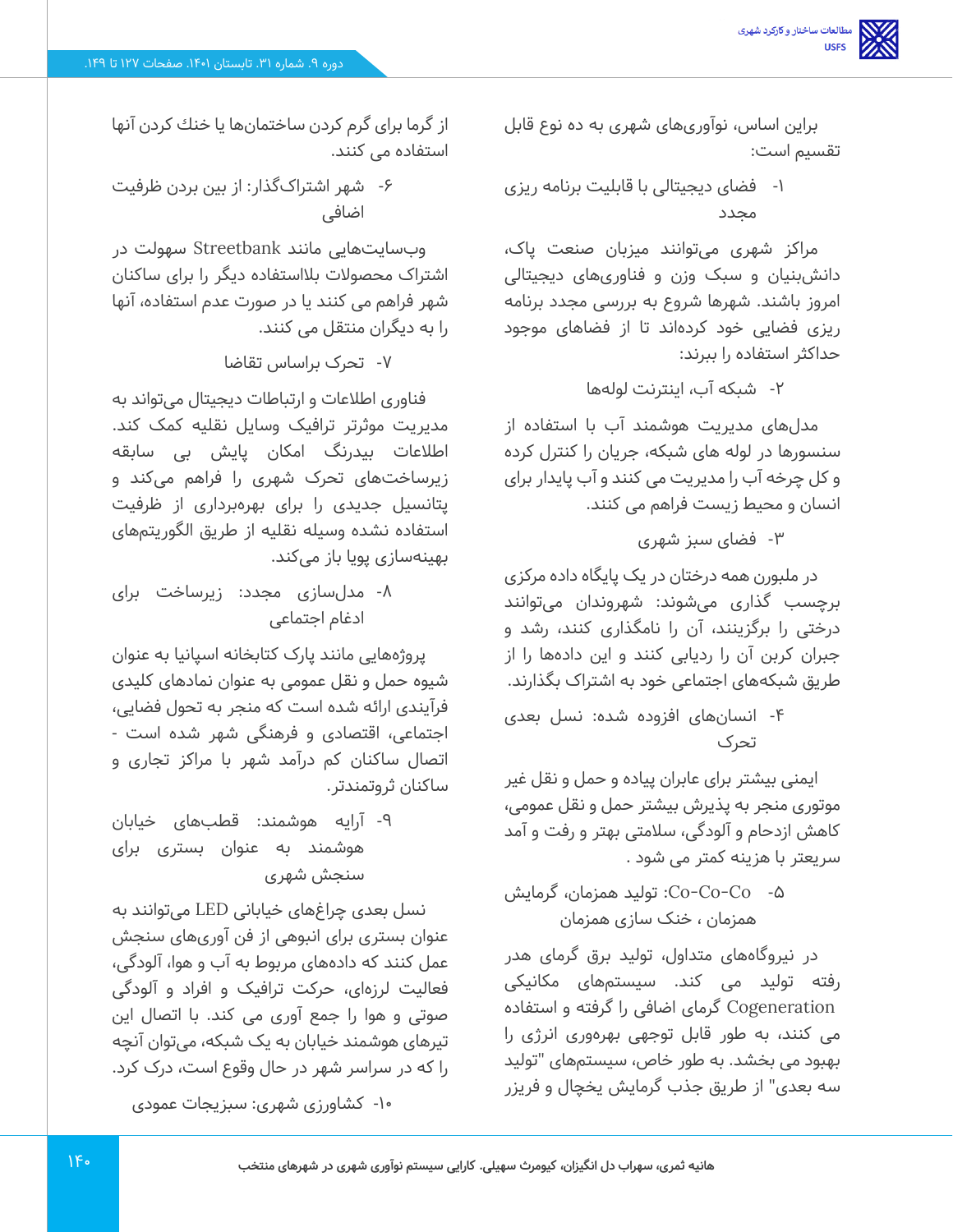براین اساس، نوآوری‌های شهری به ده نوع قابل تقسیم است:

۱- فضای دیجیتالی با قابلیت برنامه ریزی مجدد

مراکز شهری می‌توانند میزبان صنعت پاک، دانش‌بنیان و سبک وزن و فناوری‌های دیجیتالی امروز باشند. شهرها شروع به بررسی مجدد برنامه ریزی فضایی خود کرده‌اند تا از فضاهای موجود حداکثر استفاده را ببرند:

۲- شبکه آب، اینترنت لوله‌ها

مدل‌های مدیریت هوشمند آب با استفاده از سنسورها در لوله های شبکه، جریان را کنترل کرده و کل چرخه آب را مدیریت می کنند و آب پایدار برای انسان و محیط زیست فراهم می کنند.

۳- فضای سبز شهری

در ملبورن همه درختان در یک پایگاه داده مرکزی برچسب گذاری می‌شوند: شهروندان می‌توانند درختی را برگزینند، آن را نامگذاری کنند، رشد و جبران کربن آن را ردیابی کنند و این داده‌ها را از طریق شبکه‌های اجتماعی خود به اشتراک بگذارند.

۴- انسان‌های افزوده شده: نسل بعدی تحرک

ایمنی بیشتر برای عابران پیاده و حمل و نقل غیر موتوری منجر به پذیرش بیشتر حمل و نقل عمومی، کاهش ازدحام و آلودگی، سلامتی بهتر و رفت و آمد سریعتر با هزینه کمتر می شود .

۵- Co-Co-Co: تولید همزمان، گرمایش همزمان ، خنک سازی همزمان

در نیروگاه‌های متداول، تولید برق گرمای هدر رفته تولید می کند. سیستم‌های مکانیکی Cogeneration گرمای اضافی را گرفته و استفاده می کنند، به طور قابل توجهی بهره‌وری انرژی را بهبود می بخشد. به طور خاص، سیستم‌های "تولید سه بعدی" از طریق جذب گرمایش یخچال و فریزر از گرما برای گرم کردن ساختمان‌ها یا خنك کردن آنها استفاده می کنند.

۶- شهر اشتراک‌گذار: از بین بردن ظرفیت اضافی

وب‌سایت‌هایی مانند Streetbank سهولت در اشتراک محصولات بلااستفاده دیگر را برای ساکنان شهر فراهم می کنند یا در صورت عدم استفاده، آنها را به دیگران منتقل می کنند.

۷- تحرک براساس تقاضا

فناوری اطلاعات و ارتباطات دیجیتال می‌تواند به مدیریت موثرتر ترافیک وسایل نقلیه کمک کند. اطلاعات بیدرنگ امکان پایش بی سابقه زیرساخت‌های تحرک شهری را فراهم می‌کنند و پتانسیل جدیدی را برای بهره‌برداری از ظرفیت استفاده نشده وسیله نقلیه از طریق الگوریتم‌های بهینه‌سازی پویا باز می‌کند.

۸- مدل‌سازی مجدد: زیرساخت برای ادغام اجتماعی

پروژه‌هایی مانند پارک کتابخانه اسپانیا به عنوان شیوه حمل و نقل عمومی به عنوان نمادهای کلیدی فرآیندی ارائه شده است که منجر به تحول فضایی، اجتماعی، اقتصادی و فرهنگی شهر شده است - اتصال ساکنان کم درآمد شهر با مراکز تجاری و ساکنان ثروتمندتر.

۹- آرایه هوشمند: قطب‌های خیابان هوشمند به عنوان بستری برای سنجش شهری

نسل بعدی چراغ‌های خیابانی LED می‌توانند به عنوان بستری برای انبوهی از فن آوری‌های سنجش عمل کنند که داده‌های مربوط به آب و هوا، آلودگی، فعالیت لرزه‌ای، حرکت ترافیک و افراد و آلودگی صوتی و هوا را جمع آوری می کند. با اتصال این تیرهای هوشمند خیابان به یک شبکه، می‌توان آنچه را که در سراسر شهر در حال وقوع است، درک کرد.

۱۰- کشاورزی شهری: سبزیجات عمودی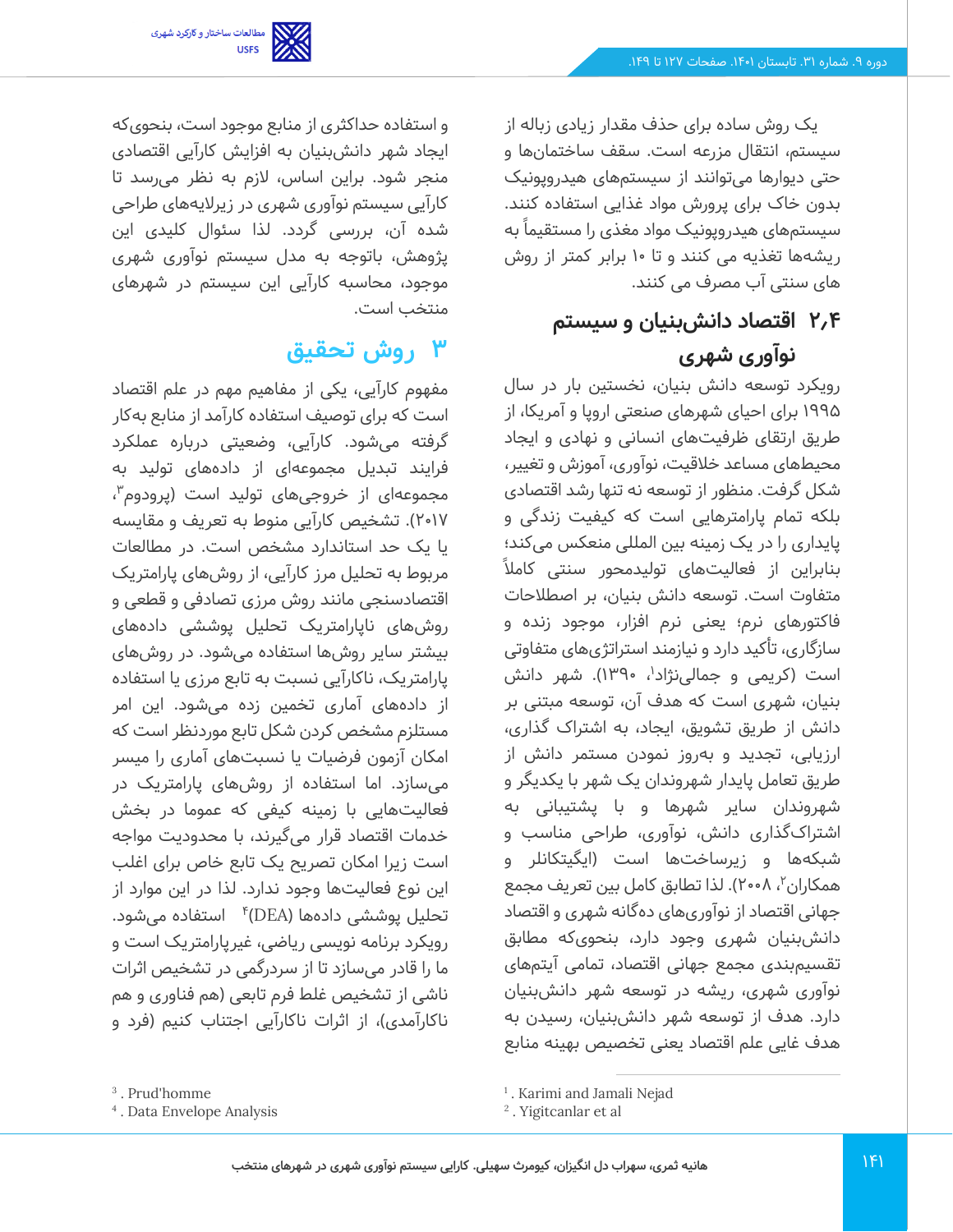یک روش ساده برای حذف مقدار زیادی زباله از سیستم، انتقال مزرعه است. سقف ساختمان‌ها و حتی دیوارها می‌توانند از سیستم‌های هیدروپونیک بدون خاک برای پرورش مواد غذایی استفاده کنند. سیستم‌های هیدروپونیک مواد مغذی را مستقیماً به ریشه‌ها تغذیه می کنند و تا ۱۰ برابر کمتر از روش های سنتی آب مصرف می کنند.

## ۲٫۴ اقتصاد دانش‌بنیان و سیستم نوآوری شهری

رویکرد توسعه دانش بنیان، نخستین بار در سال ۱۹۹۵ برای احیای شهرهای صنعتی اروپا و آمریکا، از طریق ارتقای ظرفیت‌های انسانی و نهادی و ایجاد محیط‌های مساعد خلاقیت، نوآوری، آموزش و تغییر، شکل گرفت. منظور از توسعه نه تنها رشد اقتصادی بلکه تمام پارامترهایی است که کیفیت زندگی و پایداری را در یک زمینه بین المللی منعکس می‌کند؛ بنابراین از فعالیت‌های تولیدمحور سنتی کاملاً متفاوت است. توسعه دانش بنیان، بر اصطلاحات فاکتورهای نرم؛ یعنی نرم افزار، موجود زنده و سازگاری، تأکید دارد و نیازمند استراتژی‌های متفاوتی است (کریمی و جمالی‌نژاد[1]، ۱۳۹۰). شهر دانش بنیان، شهری است که هدف آن، توسعه مبتنی بر دانش از طریق تشویق، ایجاد، به اشتراک گذاری، ارزیابی، تجدید و به‌روز نمودن مستمر دانش از طریق تعامل پایدار شهروندان یک شهر با یکدیگر و شهروندان سایر شهرها و با پشتیبانی به اشتراک‌گذاری دانش، نوآوری، طراحی مناسب و شبکه‌ها و زیرساخت‌ها است (ایگیتکانلر و همکاران[2]، ۲۰۰۸). لذا تطابق کامل بین تعریف مجمع جهانی اقتصاد از نوآوری‌های ده‌گانه شهری و اقتصاد دانش‌بنیان شهری وجود دارد، بنحوی‌که مطابق تقسیم‌بندی مجمع جهانی اقتصاد، تمامی آیتم‌های نوآوری شهری، ریشه در توسعه شهر دانش‌بنیان دارد. هدف از توسعه شهر دانش‌بنیان، رسیدن به هدف غایی علم اقتصاد یعنی تخصیص بهینه منابع و استفاده حداکثری از منابع موجود است، بنحوی‌که ایجاد شهر دانش‌بنیان به افزایش کارآیی اقتصادی منجر شود. براین اساس، لازم به نظر می‌رسد تا کارآیی سیستم نوآوری شهری در زیرلایه‌های طراحی شده آن، بررسی گردد. لذا سئوال کلیدی این پژوهش، باتوجه به مدل سیستم نوآوری شهری موجود، محاسبه کارآیی این سیستم در شهرهای منتخب است.

# ۳ روش تحقیق

مفهوم کارآیی، یکی از مفاهیم مهم در علم اقتصاد است که برای توصیف استفاده کارآمد از منابع به‌کار گرفته می‌شود. کارآیی، وضعیتی درباره عملکرد فرایند تبدیل مجموعه‌ای از داده‌های تولید به مجموعه‌ای از خروجی‌های تولید است (پرودوم[3]، ۲۰۱۷). تشخیص کارآیی منوط به تعریف و مقایسه با یک حد استاندارد مشخص است. در مطالعات مربوط به تحلیل مرز کارآیی، از روش‌های پارامتریک اقتصادسنجی مانند روش مرزی تصادفی و قطعی و روش‌های ناپارامتریک تحلیل پوششی داده‌های بیشتر سایر روش‌ها استفاده می‌شود. در روش‌های پارامتریک، ناکارآیی نسبت به تابع مرزی یا استفاده از داده‌های آماری تخمین زده می‌شود. این امر مستلزم مشخص کردن شکل تابع موردنظر است که امکان آزمون فرضیات یا نسبت‌های آماری را میسر می‌سازد. اما استفاده از روش‌های پارامتریک در فعالیت‌هایی با زمینه کیفی که عموما در بخش خدمات اقتصاد قرار می‌گیرند، با محدودیت مواجه است زیرا امکان تصریح یک تابع خاص برای اغلب این نوع فعالیت‌ها وجود ندارد. لذا در این موارد از تحلیل پوششی داده‌ها (DEA)[4] استفاده می‌شود. رویکرد برنامه نویسی ریاضی، غیرپارامتریک است و ما را قادر می‌سازد تا از سردرگمی در تشخیص اثرات ناشی از تشخیص غلط فرم تابعی (هم فناوری و هم ناکارآمدی)، از اثرات ناکارآیی اجتناب کنیم (فرد و

---

[1]. Karimi and Jamali Nejad

[2]. Yigitcanlar et al

[3]. Prud'homme

[4]. Data Envelope Analysis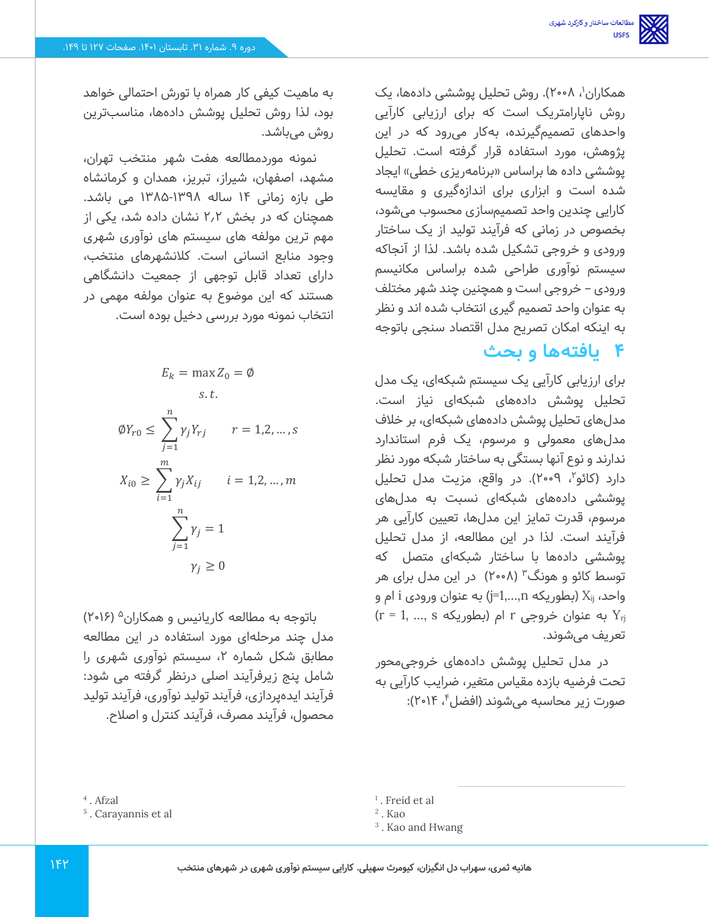همکاران[1]، ۲۰۰۸). روش تحلیل پوششی داده‌ها، یک روش ناپارامتریک است که برای ارزیابی کارآیی واحدهای تصمیم‌گیرنده، به‌کار می‌رود که در این پژوهش، مورد استفاده قرار گرفته است. تحلیل پوششی داده ها براساس «برنامه‌ریزی خطی» ایجاد شده است و ابزاری برای اندازه‌گیری و مقایسه کارایی چندین واحد تصمیم‌سازی محسوب می‌شود، بخصوص در زمانی که فرآیند تولید از یک ساختار ورودی و خروجی تشکیل شده باشد. لذا از آنجاکه سیستم نوآوری طراحی شده براساس مکانیسم ورودی – خروجی است و همچنین چند شهر مختلف به عنوان واحد تصمیم گیری انتخاب شده اند و نظر به اینکه امکان تصریح مدل اقتصاد سنجی باتوجه به ماهیت کیفی کار همراه با تورش احتمالی خواهد بود، لذا روش تحلیل پوشش داده‌ها، مناسب‌ترین روش می‌باشد.

## ۴ یافته‌ها و بحث

برای ارزیابی کارآیی یک سیستم شبکه‌ای، یک مدل تحلیل پوشش داده‌های شبکه‌ای نیاز است. مدل‌های تحلیل پوشش داده‌های شبکه‌ای، بر خلاف مدل‌های معمولی و مرسوم، یک فرم استاندارد ندارند و نوع آنها بستگی به ساختار شبکه مورد نظر دارد (کائو[2]، ۲۰۰۹). در واقع، مزیت مدل تحلیل پوششی داده‌های شبکه‌ای نسبت به مدل‌های مرسوم، قدرت تمایز این مدل‌ها، تعیین کارآیی هر فرآیند است. لذا در این مطالعه، از مدل تحلیل پوششی داده‌ها با ساختار شبکه‌ای متصل که توسط کائو و هونگ[3] (۲۰۰۸) در این مدل برای هر واحد، $X_{ij}$ (بطوریکه $j=1,\dots,n$) به عنوان ورودی i ام و $Y_{rj}$ به عنوان خروجی r ام (بطوریکه $r = 1, \dots, s$) تعریف می‌شوند.

در مدل تحلیل پوشش داده‌های خروجی‌محور تحت فرضیه بازده مقیاس متغیر، ضرایب کارآیی به صورت زیر محاسبه می‌شوند (افضل[4]، ۲۰۱۴):

$$
\begin{aligned}
E_k &= \max Z_0 = \emptyset \\
&s.t. \\
\emptyset Y_{r0} &\leq \sum_{j=1}^{n} \gamma_j Y_{rj} \qquad r = 1,2,\dots,s \\
X_{i0} &\geq \sum_{i=1}^{m} \gamma_j X_{ij} \qquad i = 1,2,\dots,m \\
&\sum_{j=1}^{n} \gamma_j = 1 \\
&\gamma_j \geq 0
\end{aligned}
$$

نمونه موردمطالعه هفت شهر منتخب تهران، مشهد، اصفهان، شیراز، تبریز، همدان و کرمانشاه طی بازه زمانی ۱۴ ساله ۱۳۹۸-۱۳۸۵ می باشد. همچنان که در بخش ۲،۲ نشان داده شد، یکی از مهم ترین مولفه های سیستم های نوآوری شهری وجود منابع انسانی است. کلانشهرهای منتخب، دارای تعداد قابل توجهی از جمعیت دانشگاهی هستند که این موضوع به عنوان مولفه مهمی در انتخاب نمونه مورد بررسی دخیل بوده است.

باتوجه به مطالعه کاریانیس و همکاران[5] (۲۰۱۶) مدل چند مرحله‌ای مورد استفاده در این مطالعه مطابق شکل شماره ۲، سیستم نوآوری شهری را شامل پنج زیرفرآیند اصلی درنظر گرفته می شود: فرآیند ایده‌پردازی، فرآیند تولید نوآوری، فرآیند تولید محصول، فرآیند مصرف، فرآیند کنترل و اصلاح.

---

[1]. Freid et al
[2]. Kao
[3]. Kao and Hwang
[4]. Afzal
[5]. Carayannis et al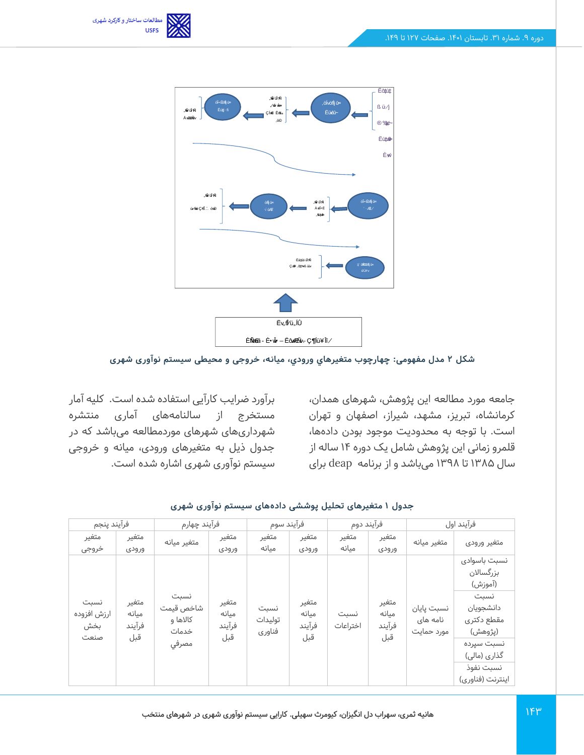شکل ۲ مدل مفهومی: چهارچوب متغیرهاي ورودي، میانه، خروجی و محیطی سیستم نوآوری شهری

جامعه مورد مطالعه این پژوهش، شهرهای همدان، کرمانشاه، تبریز، مشهد، شیراز، اصفهان و تهران است. با توجه به محدودیت موجود بودن دادهها، قلمرو زمانی این پژوهش شامل یک دوره ۱۴ ساله از سال ۱۳۸۵ تا ۱۳۹۸ می‌باشد و از برنامه deap برای برآورد ضرایب کارآیی استفاده شده است. کلیه آمار مستخرج از سالنامه‌های آماری منتشره شهرداری‌های شهرهای موردمطالعه می‌باشد که در جدول ذیل به متغیرهای ورودی، میانه و خروجی سیستم نوآوری شهری اشاره شده است.

**جدول ۱ متغیرهای تحلیل پوششی داده‌های سیستم نوآوری شهری**

| فرآیند اول | | فرآیند دوم | | فرآیند سوم | | فرآیند چهارم | | فرآیند پنجم | |
|---|---|---|---|---|---|---|---|---|---|
| متغیر ورودی | متغیر میانه | متغیر ورودی | متغیر میانه | متغیر ورودی | متغیر میانه | متغیر ورودی | متغیر میانه | متغیر ورودی | متغیر خروجی |
| نسبت باسوادی بزرگسالان (آموزش) | نسبت پایان نامه های مورد حمایت | متغیر میانه فرآیند قبل | نسبت اختراعات | متغیر میانه فرآیند قبل | نسبت تولیدات فناوری | متغیر میانه فرآیند قبل | نسبت شاخص قیمت کالاها و خدمات مصرفی | متغیر میانه فرآیند قبل | نسبت ارزش افزوده بخش صنعت |
| نسبت دانشجویان مقطع دکتری (پژوهش) | | | | | | | | | |
| نسبت سپرده گذاری (مالی) | | | | | | | | | |
| نسبت نفوذ اینترنت (فناوری) | | | | | | | | | |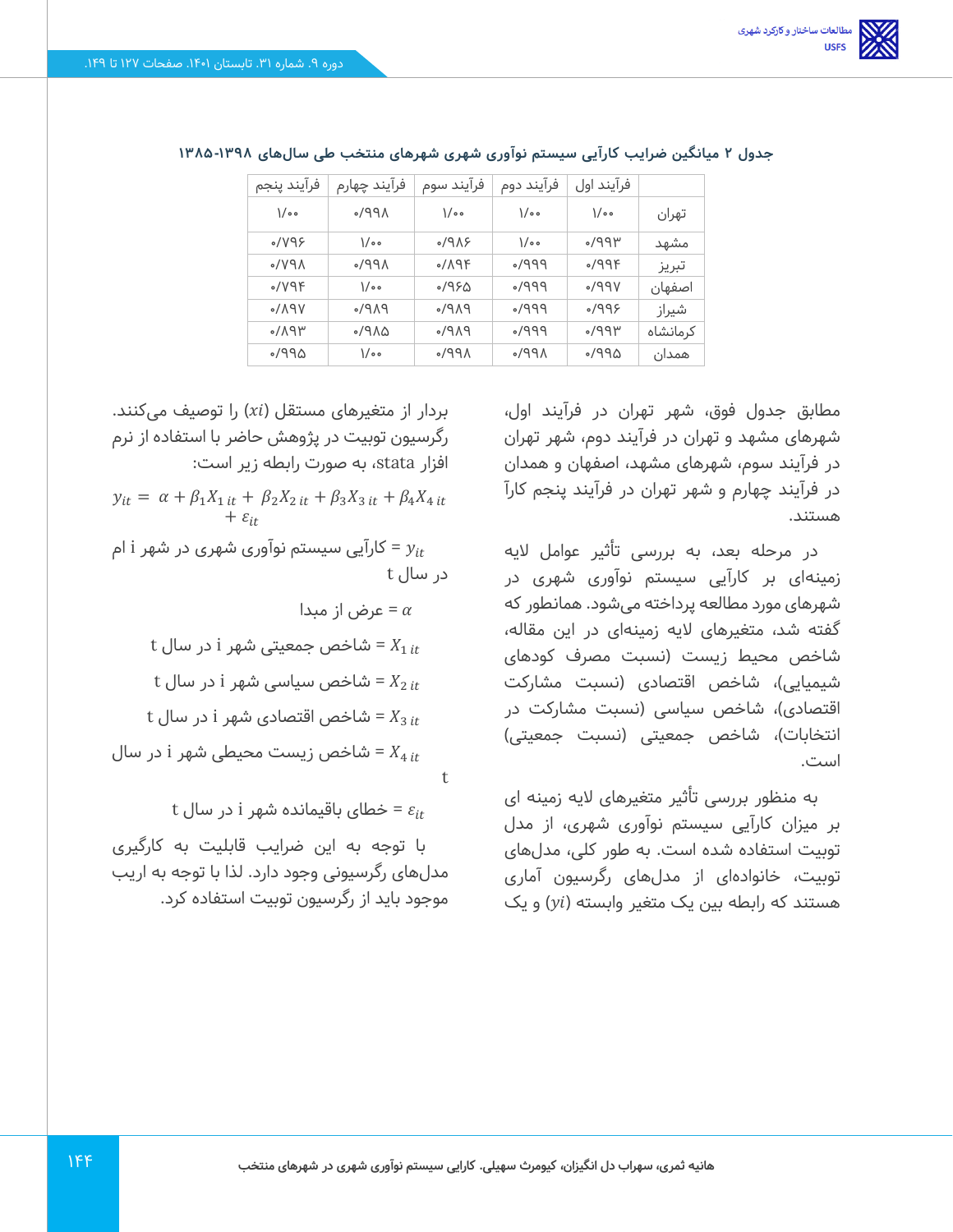**جدول ۲ میانگین ضرایب کارآیی سیستم نوآوری شهری شهرهای منتخب طی سال‌های ۱۳۹۸-۱۳۸۵**

| | فرآیند اول | فرآیند دوم | فرآیند سوم | فرآیند چهارم | فرآیند پنجم |
|---|---|---|---|---|---|
| تهران | ۱/۰۰ | ۱/۰۰ | ۱/۰۰ | ۰/۹۹۸ | ۱/۰۰ |
| مشهد | ۰/۹۹۳ | ۱/۰۰ | ۰/۹۸۶ | ۱/۰۰ | ۰/۷۹۶ |
| تبریز | ۰/۹۹۴ | ۰/۹۹۹ | ۰/۸۹۴ | ۰/۹۹۸ | ۰/۷۹۸ |
| اصفهان | ۰/۹۹۷ | ۰/۹۹۹ | ۰/۹۶۵ | ۱/۰۰ | ۰/۷۹۴ |
| شیراز | ۰/۹۹۶ | ۰/۹۹۹ | ۰/۹۸۹ | ۰/۹۸۹ | ۰/۸۹۷ |
| کرمانشاه | ۰/۹۹۳ | ۰/۹۹۹ | ۰/۹۸۹ | ۰/۹۸۵ | ۰/۸۹۳ |
| همدان | ۰/۹۹۵ | ۰/۹۹۸ | ۰/۹۹۸ | ۱/۰۰ | ۰/۹۹۵ |

مطابق جدول فوق، شهر تهران در فرآیند اول، شهرهای مشهد و تهران در فرآیند دوم، شهر تهران در فرآیند سوم، شهرهای مشهد، اصفهان و همدان در فرآیند چهارم و شهر تهران در فرآیند پنجم کارآ هستند.

در مرحله بعد، به بررسی تأثیر عوامل لایه زمینه‌ای بر کارآیی سیستم نوآوری شهری در شهرهای مورد مطالعه پرداخته می‌شود. همانطور که گفته شد، متغیرهای لایه زمینه‌ای در این مقاله، شاخص محیط زیست (نسبت مصرف کودهای شیمیایی)، شاخص اقتصادی (نسبت مشارکت اقتصادی)، شاخص سیاسی (نسبت مشارکت در انتخابات)، شاخص جمعیتی (نسبت جمعیتی) است.

به منظور بررسی تأثیر متغیرهای لایه زمینه ای بر میزان کارآیی سیستم نوآوری شهری، از مدل توبیت استفاده شده است. به طور کلی، مدل‌های توبیت، خانواده‌ای از مدل‌های رگرسیون آماری هستند که رابطه بین یک متغیر وابسته ($yi$) و یک بردار از متغیرهای مستقل ($xi$) را توصیف می‌کنند. رگرسیون توبیت در پژوهش حاضر با استفاده از نرم افزار stata، به صورت رابطه زیر است:

$$y_{it} = \alpha + \beta_1 X_{1\,it} + \beta_2 X_{2\,it} + \beta_3 X_{3\,it} + \beta_4 X_{4\,it} + \varepsilon_{it}$$

$y_{it}$ = کارآیی سیستم نوآوری شهری در شهر i ام در سال t

$\alpha$ = عرض از مبدا

$X_{1\,it}$ = شاخص جمعیتی شهر i در سال t

$X_{2\,it}$ = شاخص سیاسی شهر i در سال t

$X_{3\,it}$ = شاخص اقتصادی شهر i در سال t

$X_{4\,it}$ = شاخص زیست محیطی شهر i در سال t

$\varepsilon_{it}$ = خطای باقیمانده شهر i در سال t

با توجه به این ضرایب قابلیت به کارگیری مدل‌های رگرسیونی وجود دارد. لذا با توجه به اریب موجود باید از رگرسیون توبیت استفاده کرد.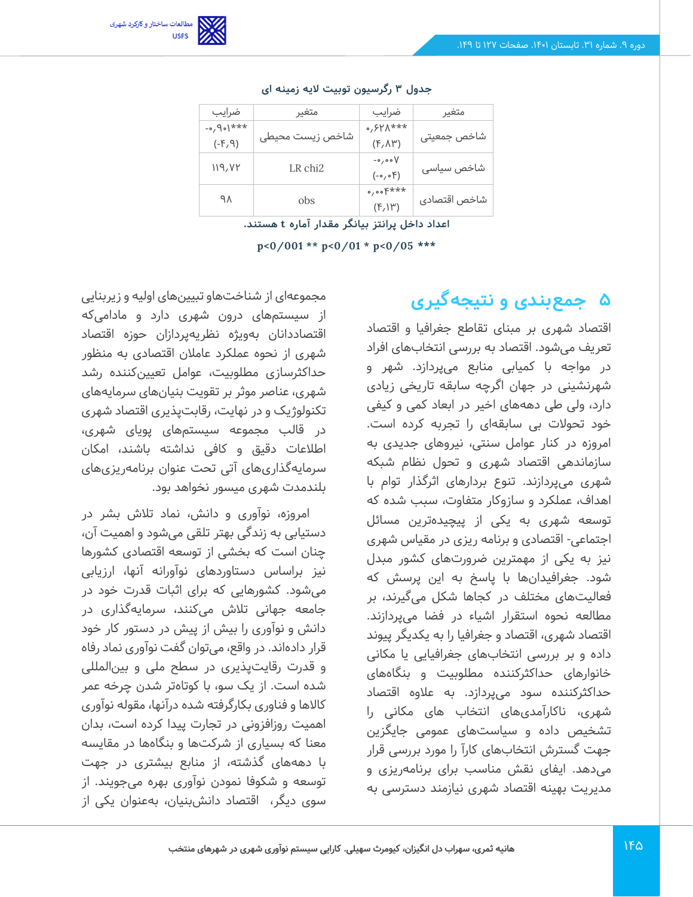جدول ۳ رگرسیون توبیت لایه زمینه ای

| متغیر | ضرایب | متغیر | ضرایب |
|---|---|---|---|
| شاخص جمعیتی | ۰٫۶۲۸*** (۴٫۸۳) | شاخص زیست محیطی | -۰٫۹۰۱*** (-۴٫۹) |
| شاخص سیاسی | -۰٫۰۰۷ (-۰٫۰۴) | LR chi2 | ۱۱۹٫۷۲ |
| شاخص اقتصادی | ۰٫۰۰۴*** (۴٫۱۳) | obs | ۹۸ |

اعداد داخل پرانتز بیانگر مقدار آماره t هستند.

p<0/001 ** p<0/01 * p<0/05 ***

# ۵ جمع‌بندی و نتیجه‌گیری

اقتصاد شهری بر مبنای تقاطع جغرافیا و اقتصاد تعریف می‌شود. اقتصاد به بررسی انتخاب‌های افراد در مواجه با کمیابی منابع می‌پردازد. شهر و شهرنشینی در جهان اگرچه سابقه تاریخی زیادی دارد، ولی طی دهه‌های اخیر در ابعاد کمی و کیفی خود تحولات بی سابقه‌ای را تجربه کرده است. امروزه در کنار عوامل سنتی، نیروهای جدیدی به سازماندهی اقتصاد شهری و تحول نظام شبکه شهری می‌پردازند. تنوع بردارهای اثرگذار توام با اهداف، عملکرد و سازوکار متفاوت، سبب شده که توسعه شهری به یکی از پیچیده‌ترین مسائل اجتماعی- اقتصادی و برنامه ریزی در مقیاس شهری نیز به یکی از مهمترین ضرورت‌های کشور مبدل شود. جغرافیدان‌ها با پاسخ به این پرسش که فعالیت‌های مختلف در کجاها شکل می‌گیرند، بر مطالعه نحوه استقرار اشیاء در فضا می‌پردازند. اقتصاد شهری، اقتصاد و جغرافیا را به یکدیگر پیوند داده و بر بررسی انتخاب‌های جغرافیایی یا مکانی خانوارهای حداکثرکننده مطلوبیت و بنگاه‌های حداکثرکننده سود می‌پردازد. به علاوه اقتصاد شهری، ناکارآمدی‌های انتخاب های مکانی را تشخیص داده و سیاست‌های عمومی جایگزین جهت گسترش انتخاب‌های کارآ را مورد بررسی قرار می‌دهد. ایفای نقش مناسب برای برنامه‌ریزی و مدیریت بهینه اقتصاد شهری نیازمند دسترسی به مجموعه‌ای از شناخت‌هاو تبیین‌های اولیه و زیربنایی از سیستم‌های درون شهری دارد و مادامی‌که اقتصاددانان به‌ویژه نظریه‌پردازان حوزه اقتصاد شهری از نحوه عملکرد عاملان اقتصادی به منظور حداکثرسازی مطلوبیت، عوامل تعیین‌کننده رشد شهری، عناصر موثر بر تقویت بنیان‌های سرمایه‌های تکنولوژیک و در نهایت، رقابت‌پذیری اقتصاد شهری در قالب مجموعه سیستم‌های پویای شهری، اطلاعات دقیق و کافی نداشته باشند، امکان سرمایه‌گذاری‌های آتی تحت عنوان برنامه‌ریزی‌های بلندمدت شهری میسور نخواهد بود.

امروزه، نوآوری و دانش، نماد تلاش بشر در دستیابی به زندگی بهتر تلقی می‌شود و اهمیت آن، چنان است که بخشی از توسعه اقتصادی کشورها نیز براساس دستاوردهای نوآورانه آنها، ارزیابی می‌شود. کشورهایی که برای اثبات قدرت خود در جامعه جهانی تلاش می‌کنند، سرمایه‌گذاری در دانش و نوآوری را بیش از پیش در دستور کار خود قرار داده‌اند. در واقع، می‌توان گفت نوآوری نماد رفاه و قدرت رقابت‌پذیری در سطح ملی و بین‌المللی شده است. از یک سو، با کوتاه‌تر شدن چرخه عمر کالاها و فناوری بکارگرفته شده درآنها، مقوله نوآوری اهمیت روزافزونی در تجارت پیدا کرده است، بدان معنا که بسیاری از شرکت‌ها و بنگاه‌ها در مقایسه با دهه‌های گذشته، از منابع بیشتری در جهت توسعه و شکوفا نمودن نوآوری بهره می‌جویند. از سوی دیگر، اقتصاد دانش‌بنیان، به‌عنوان یکی از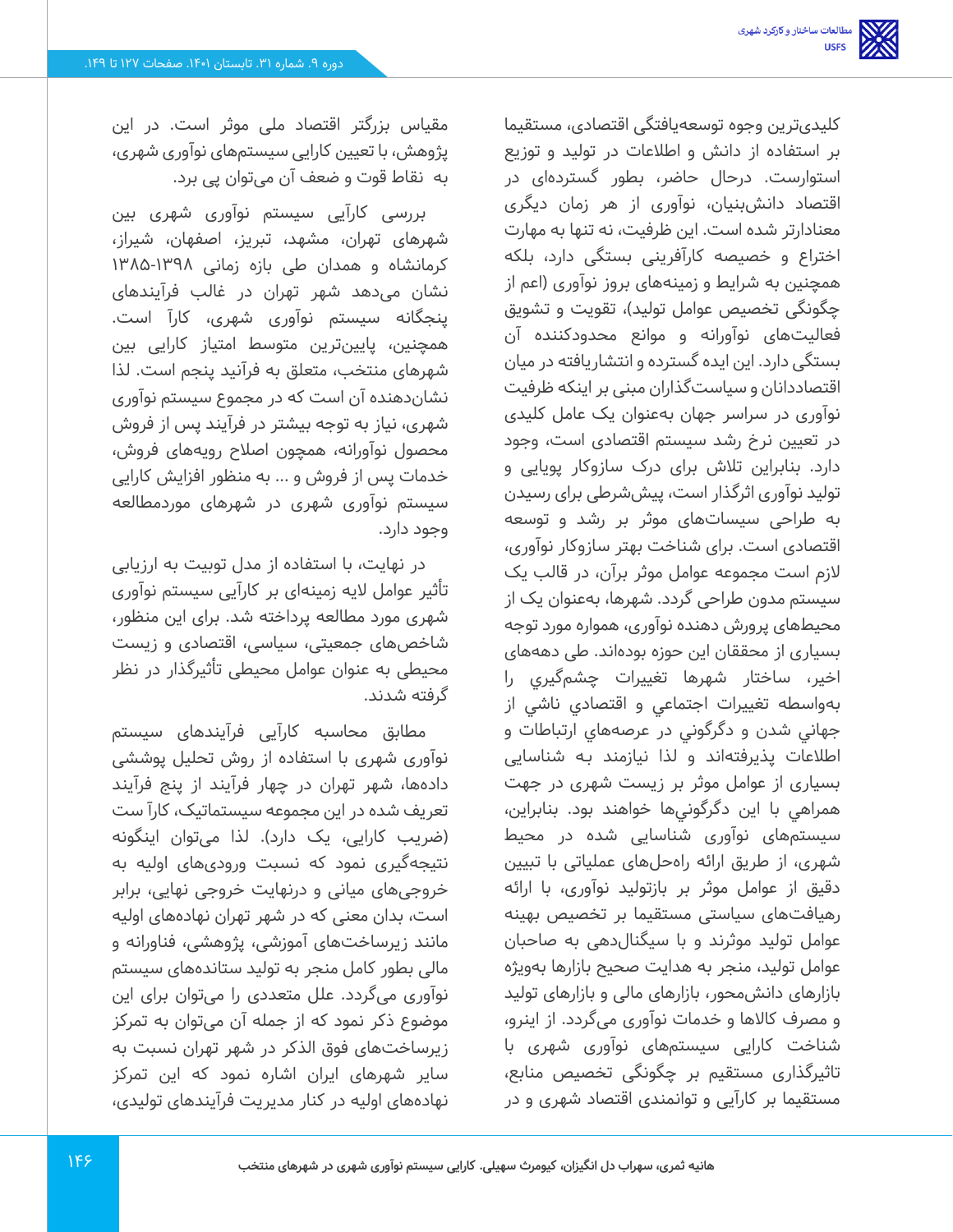کلیدی‌ترین وجوه توسعه‌یافتگی اقتصادی، مستقیما بر استفاده از دانش و اطلاعات در تولید و توزیع استوارست. درحال حاضر، بطور گسترده‌ای در اقتصاد دانش‌بنیان، نوآوری از هر زمان دیگری معنادارتر شده است. این ظرفیت، نه تنها به مهارت اختراع و خصیصه کارآفرینی بستگی دارد، بلکه همچنین به شرایط و زمینه‌های بروز نوآوری (اعم از چگونگی تخصیص عوامل تولید)، تقویت و تشویق فعالیت‌های نوآورانه و موانع محدودکننده آن بستگی دارد. این ایده گسترده و انتشاریافته در میان اقتصاددانان و سیاست‌گذاران مبنی بر اینکه ظرفیت نوآوری در سراسر جهان به‌عنوان یک عامل کلیدی در تعیین نرخ رشد سیستم اقتصادی است، وجود دارد. بنابراین تلاش برای درک سازوکار پویایی و تولید نوآوری اثرگذار است، پیش‌شرطی برای رسیدن به طراحی سیاست‌های موثر بر رشد و توسعه اقتصادی است. برای شناخت بهتر سازوکار نوآوری، لازم است مجموعه عوامل موثر برآن، در قالب یک سیستم مدون طراحی گردد. شهرها، به‌عنوان یک از محیطهای پرورش دهنده نوآوری، همواره مورد توجه بسیاری از محققان این حوزه بوده‌اند. طی دهه‌های اخیر، ساختار شهرها تغییرات چشم‌گیري را به‌واسطه تغییرات اجتماعي و اقتصادي ناشي از جهاني شدن و دگرگوني در عرصه‌هاي ارتباطات و اطلاعات پذيرفته‌اند و لذا نيازمند به شناسايي بسياري از عوامل موثر بر زيست شهري در جهت همراهي با اين دگرگوني‌ها خواهند بود. بنابراين، سیستم‌های نوآوری شناسایی شده در محیط شهری، از طریق ارائه راه‌حل‌های عملیاتی با تبیین دقیق از عوامل موثر بر بازتولید نوآوری، با ارائه رهیافت‌های سیاستی مستقیما بر تخصیص بهینه عوامل تولید موثرند و با سیگنال‌دهی به صاحبان عوامل تولید، منجر به هدایت صحیح بازارها به‌ویژه بازارهای دانش‌محور، بازارهای مالی و بازارهای تولید و مصرف کالاها و خدمات نوآوری می‌گردد. از اینرو، شناخت کارایی سیستم‌های نوآوری شهری با تاثیرگذاری مستقیم بر چگونگی تخصیص منابع، مستقیما بر کارآیی و توانمندی اقتصاد شهری و در مقیاس بزرگتر اقتصاد ملی موثر است. در این پژوهش، با تعیین کارایی سیستم‌های نوآوری شهری، به نقاط قوت و ضعف آن می‌توان پی برد.

بررسی کارآیی سیستم نوآوری شهری بین شهرهای تهران، مشهد، تبریز، اصفهان، شیراز، کرمانشاه و همدان طی بازه زمانی ۱۳۹۸-۱۳۸۵ نشان می‌دهد شهر تهران در غالب فرآیندهای پنجگانه سیستم نوآوری شهری، کارآ است. همچنین، پایین‌ترین متوسط امتیاز کارایی بین شهرهای منتخب، متعلق به فرآیند پنجم است. لذا نشان‌دهنده آن است که در مجموع سیستم نوآوری شهری، نیاز به توجه بیشتر در فرآیند پس از فروش محصول نوآورانه، همچون اصلاح رویه‌های فروش، خدمات پس از فروش و ... به منظور افزایش کارایی سیستم نوآوری شهری در شهرهای موردمطالعه وجود دارد.

در نهایت، با استفاده از مدل توبیت به ارزیابی تأثیر عوامل لایه زمینه‌ای بر کارآیی سیستم نوآوری شهری مورد مطالعه پرداخته شد. برای این منظور، شاخص‌های جمعیتی، سیاسی، اقتصادی و زیست محیطی به عنوان عوامل محیطی تأثیرگذار در نظر گرفته شدند.

مطابق محاسبه کارآیی فرآیندهای سیستم نوآوری شهری با استفاده از روش تحلیل پوششی داده‌ها، شهر تهران در چهار فرآیند از پنج فرآیند تعریف شده در این مجموعه سیستماتیک، کارآ ست (ضریب کارایی، یک دارد). لذا می‌توان اینگونه نتیجه‌گیری نمود که نسبت ورودی‌های اولیه به خروجی‌های میانی و درنهایت خروجی نهایی، برابر است، بدان معنی که در شهر تهران نهاده‌های اولیه مانند زیرساخت‌های آموزشی، پژوهشی، فناورانه و مالی بطور کامل منجر به تولید ستانده‌های سیستم نوآوری می‌گردد. علل متعددی را می‌توان برای این موضوع ذکر نمود که از جمله آن می‌توان به تمرکز زیرساخت‌های فوق الذکر در شهر تهران نسبت به سایر شهرهای ایران اشاره نمود که این تمرکز نهاده‌های اولیه در کنار مدیریت فرآیندهای تولیدی،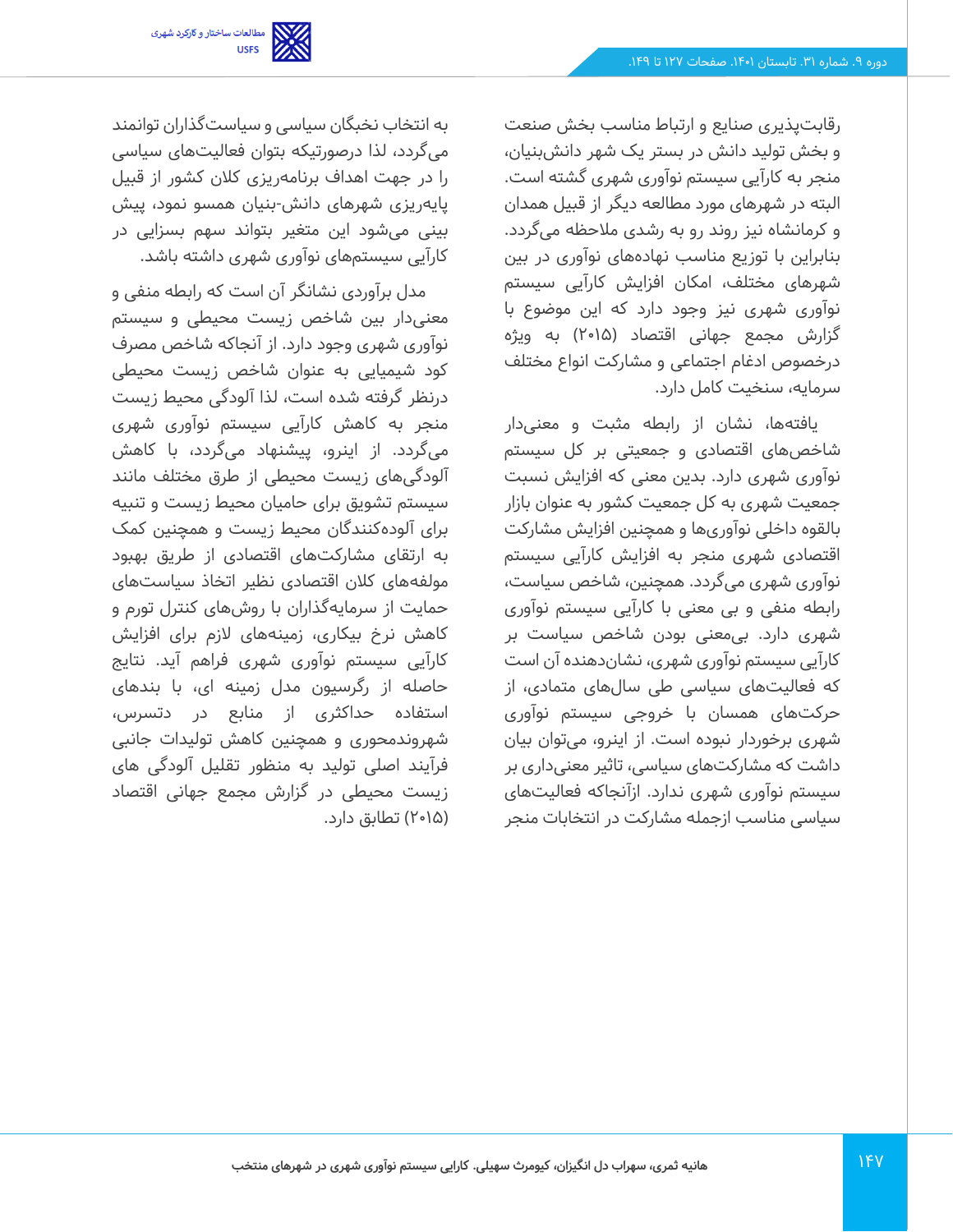رقابت‌پذیری صنایع و ارتباط مناسب بخش صنعت و بخش تولید دانش در بستر یک شهر دانش‌بنیان، منجر به کارآیی سیستم نوآوری شهری گشته است. البته در شهرهای مورد مطالعه دیگر از قبیل همدان و کرمانشاه نیز روند رو به رشدی ملاحظه می‌گردد. بنابراین با توزیع مناسب نهادههای نوآوری در بین شهرهای مختلف، امکان افزایش کارآیی سیستم نوآوری شهری نیز وجود دارد که این موضوع با گزارش مجمع جهانی اقتصاد (۲۰۱۵) به ویژه درخصوص ادغام اجتماعی و مشارکت انواع مختلف سرمایه، سنخیت کامل دارد.

یافته‌ها، نشان از رابطه مثبت و معنی‌دار شاخص‌های اقتصادی و جمعیتی بر کل سیستم نوآوری شهری دارد. بدین معنی که افزایش نسبت جمعیت شهری به کل جمعیت کشور به عنوان بازار بالقوه داخلی نوآوری‌ها و همچنین افزایش مشارکت اقتصادی شهری منجر به افزایش کارآیی سیستم نوآوری شهری می‌گردد. همچنین، شاخص سیاست، رابطه منفی و بی معنی با کارآیی سیستم نوآوری شهری دارد. بی‌معنی بودن شاخص سیاست بر کارآیی سیستم نوآوری شهری، نشان‌دهنده آن است که فعالیت‌های سیاسی طی سال‌های متمادی، از حرکت‌های همسان با خروجی سیستم نوآوری شهری برخوردار نبوده است. از اینرو، می‌توان بیان داشت که مشارکت‌های سیاسی، تاثیر معنی‌داری بر سیستم نوآوری شهری ندارد. ازآنجاکه فعالیت‌های سیاسی مناسب ازجمله مشارکت در انتخابات منجر به انتخاب نخبگان سیاسی و سیاست‌گذاران توانمند می‌گردد، لذا درصورتیکه بتوان فعالیت‌های سیاسی را در جهت اهداف برنامه‌ریزی کلان کشور از قبیل پایه‌ریزی شهرهای دانش-بنیان همسو نمود، پیش بینی می‌شود این متغیر بتواند سهم بسزایی در کارآیی سیستم‌های نوآوری شهری داشته باشد.

مدل برآوردی نشانگر آن است که رابطه منفی و معنی‌دار بین شاخص زیست محیطی و سیستم نوآوری شهری وجود دارد. از آنجاکه شاخص مصرف کود شیمیایی به عنوان شاخص زیست محیطی درنظر گرفته شده است، لذا آلودگی محیط زیست منجر به کاهش کارآیی سیستم نوآوری شهری می‌گردد. از اینرو، پیشنهاد می‌گردد، با کاهش آلودگی‌های زیست محیطی از طرق مختلف مانند سیستم تشویق برای حامیان محیط زیست و تنبیه برای آلوده‌کنندگان محیط زیست و همچنین کمک به ارتقای مشارکت‌های اقتصادی از طریق بهبود مولفه‌های کلان اقتصادی نظیر اتخاذ سیاست‌های حمایت از سرمایه‌گذاران با روش‌های کنترل تورم و کاهش نرخ بیکاری، زمینه‌های لازم برای افزایش کارآیی سیستم نوآوری شهری فراهم آید. نتایج حاصله از رگرسیون مدل زمینه ای، با بندهای استفاده حداکثری از منابع در دسترس، شهروندمحوری و همچنین کاهش تولیدات جانبی فرآیند اصلی تولید به منظور تقلیل آلودگی های زیست محیطی در گزارش مجمع جهانی اقتصاد (۲۰۱۵) تطابق دارد.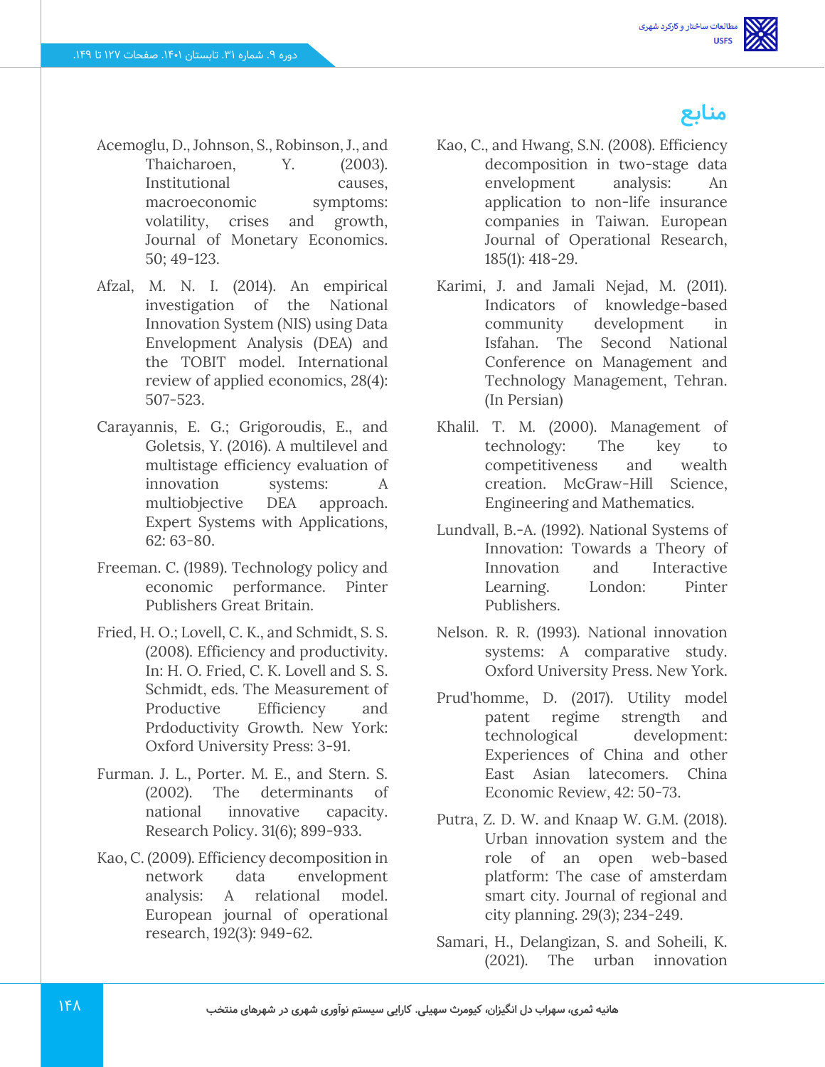## منابع

Acemoglu, D., Johnson, S., Robinson, J., and Thaicharoen, Y. (2003). Institutional causes, macroeconomic symptoms: volatility, crises and growth, Journal of Monetary Economics. 50; 49-123.

Afzal, M. N. I. (2014). An empirical investigation of the National Innovation System (NIS) using Data Envelopment Analysis (DEA) and the TOBIT model. International review of applied economics, 28(4): 507-523.

Carayannis, E. G.; Grigoroudis, E., and Goletsis, Y. (2016). A multilevel and multistage efficiency evaluation of innovation systems: A multiobjective DEA approach. Expert Systems with Applications, 62: 63-80.

Freeman. C. (1989). Technology policy and economic performance. Pinter Publishers Great Britain.

Fried, H. O.; Lovell, C. K., and Schmidt, S. S. (2008). Efficiency and productivity. In: H. O. Fried, C. K. Lovell and S. S. Schmidt, eds. The Measurement of Productive Efficiency and Prdoductivity Growth. New York: Oxford University Press: 3-91.

Furman. J. L., Porter. M. E., and Stern. S. (2002). The determinants of national innovative capacity. Research Policy. 31(6); 899-933.

Kao, C. (2009). Efficiency decomposition in network data envelopment analysis: A relational model. European journal of operational research, 192(3): 949-62.

Kao, C., and Hwang, S.N. (2008). Efficiency decomposition in two-stage data envelopment analysis: An application to non-life insurance companies in Taiwan. European Journal of Operational Research, 185(1): 418-29.

Karimi, J. and Jamali Nejad, M. (2011). Indicators of knowledge-based community development in Isfahan. The Second National Conference on Management and Technology Management, Tehran. (In Persian)

Khalil. T. M. (2000). Management of technology: The key to competitiveness and wealth creation. McGraw-Hill Science, Engineering and Mathematics.

Lundvall, B.-A. (1992). National Systems of Innovation: Towards a Theory of Innovation and Interactive Learning. London: Pinter Publishers.

Nelson. R. R. (1993). National innovation systems: A comparative study. Oxford University Press. New York.

Prud'homme, D. (2017). Utility model patent regime strength and technological development: Experiences of China and other East Asian latecomers. China Economic Review, 42: 50-73.

Putra, Z. D. W. and Knaap W. G.M. (2018). Urban innovation system and the role of an open web-based platform: The case of amsterdam smart city. Journal of regional and city planning. 29(3); 234-249.

Samari, H., Delangizan, S. and Soheili, K. (2021). The urban innovation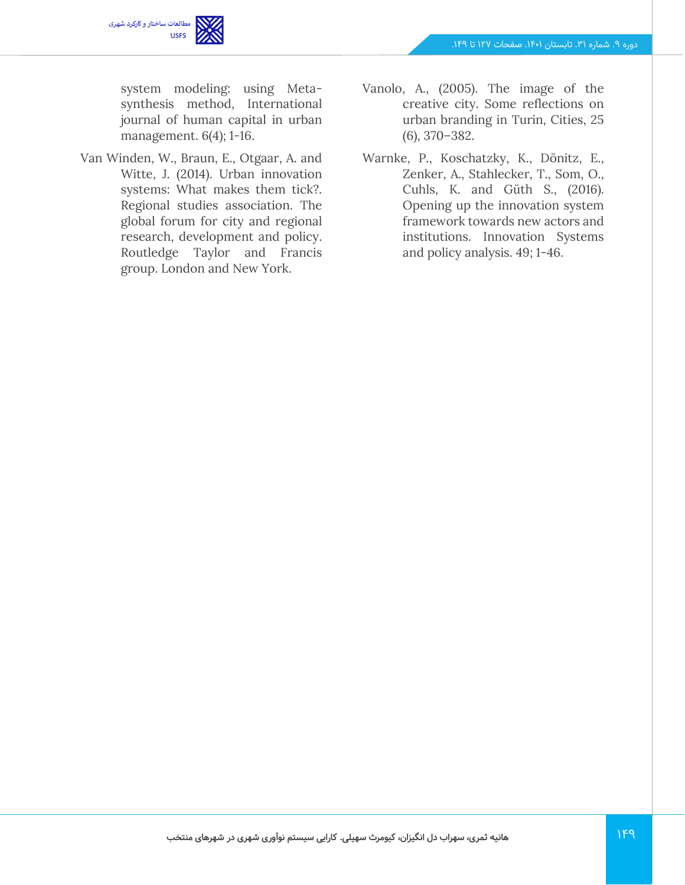system modeling: using Meta-synthesis method, International journal of human capital in urban management. 6(4); 1-16.

Van Winden, W., Braun, E., Otgaar, A. and Witte, J. (2014). Urban innovation systems: What makes them tick?. Regional studies association. The global forum for city and regional research, development and policy. Routledge Taylor and Francis group. London and New York.

Vanolo, A., (2005). The image of the creative city. Some reflections on urban branding in Turin, Cities, 25 (6), 370–382.

Warnke, P., Koschatzky, K., Dönitz, E., Zenker, A., Stahlecker, T., Som, O., Cuhls, K. and Güth S., (2016). Opening up the innovation system framework towards new actors and institutions. Innovation Systems and policy analysis. 49; 1-46.